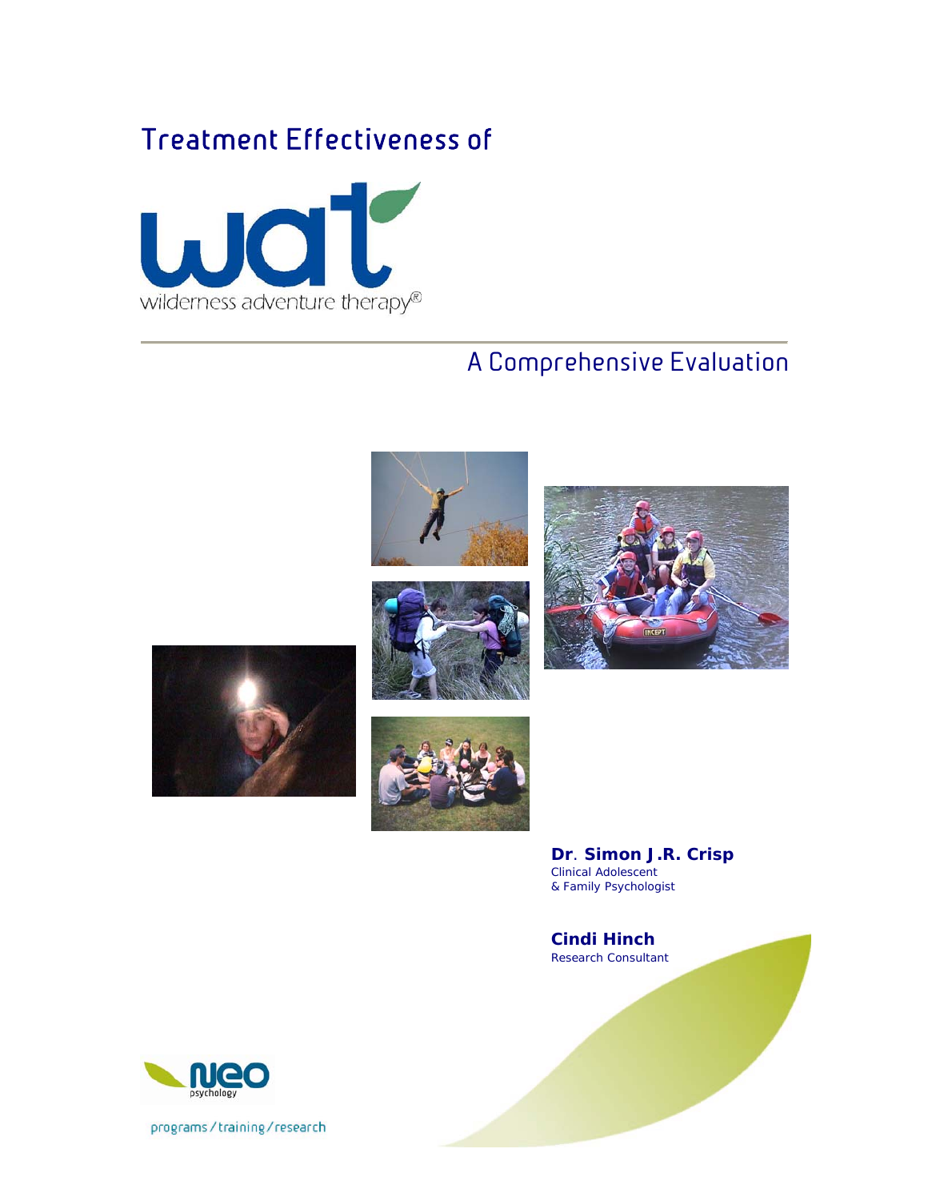# Treatment Effectiveness of

wat

wilderness adventure therapy®

## A Comprehensive Evaluation

**Dr. Simon J.R. Crisp**
Clinical Adolescent
& Family Psychologist

**Cindi Hinch**
Research Consultant

neo psychology

programs / training / research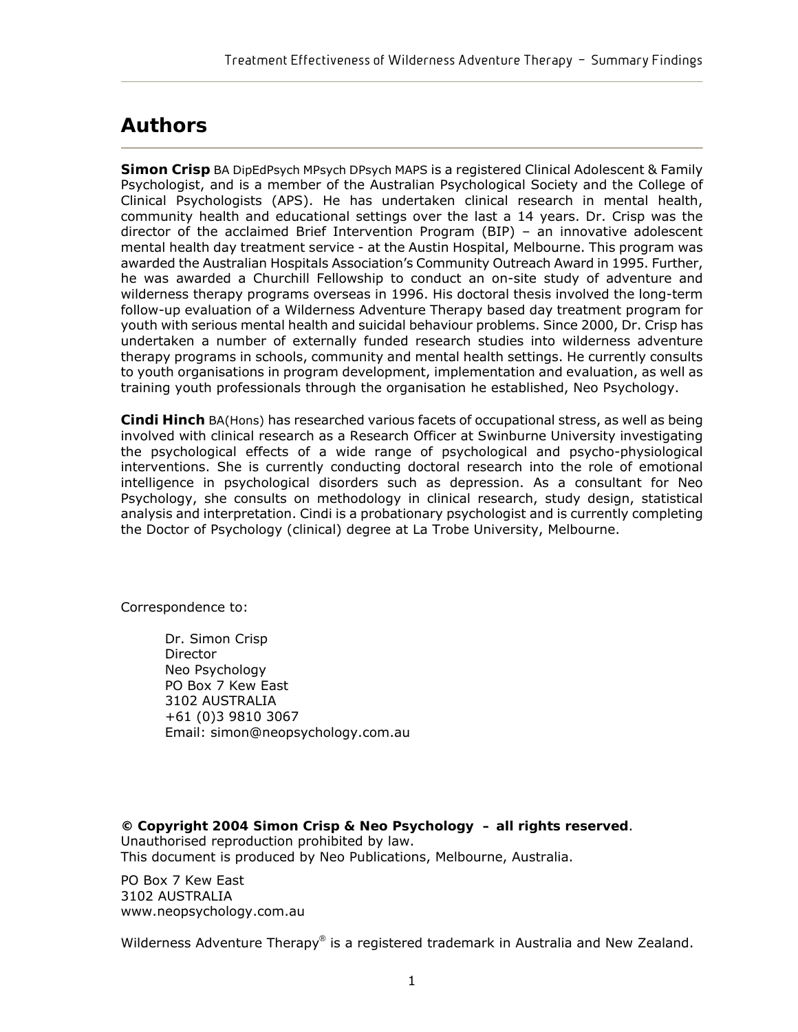# Authors

**Simon Crisp** BA DipEdPsych MPsych DPsych MAPS is a registered Clinical Adolescent & Family Psychologist, and is a member of the Australian Psychological Society and the College of Clinical Psychologists (APS). He has undertaken clinical research in mental health, community health and educational settings over the last a 14 years. Dr. Crisp was the director of the acclaimed Brief Intervention Program (BIP) – an innovative adolescent mental health day treatment service - at the Austin Hospital, Melbourne. This program was awarded the Australian Hospitals Association's Community Outreach Award in 1995. Further, he was awarded a Churchill Fellowship to conduct an on-site study of adventure and wilderness therapy programs overseas in 1996. His doctoral thesis involved the long-term follow-up evaluation of a Wilderness Adventure Therapy based day treatment program for youth with serious mental health and suicidal behaviour problems. Since 2000, Dr. Crisp has undertaken a number of externally funded research studies into wilderness adventure therapy programs in schools, community and mental health settings. He currently consults to youth organisations in program development, implementation and evaluation, as well as training youth professionals through the organisation he established, Neo Psychology.

**Cindi Hinch** BA(Hons) has researched various facets of occupational stress, as well as being involved with clinical research as a Research Officer at Swinburne University investigating the psychological effects of a wide range of psychological and psycho-physiological interventions. She is currently conducting doctoral research into the role of emotional intelligence in psychological disorders such as depression. As a consultant for Neo Psychology, she consults on methodology in clinical research, study design, statistical analysis and interpretation. Cindi is a probationary psychologist and is currently completing the Doctor of Psychology (clinical) degree at La Trobe University, Melbourne.

Correspondence to:

Dr. Simon Crisp
Director
Neo Psychology
PO Box 7 Kew East
3102 AUSTRALIA
+61 (0)3 9810 3067
Email: simon@neopsychology.com.au

**© Copyright 2004 Simon Crisp & Neo Psychology – all rights reserved**.
Unauthorised reproduction prohibited by law.
This document is produced by Neo Publications, Melbourne, Australia.

PO Box 7 Kew East
3102 AUSTRALIA
www.neopsychology.com.au

Wilderness Adventure Therapy® is a registered trademark in Australia and New Zealand.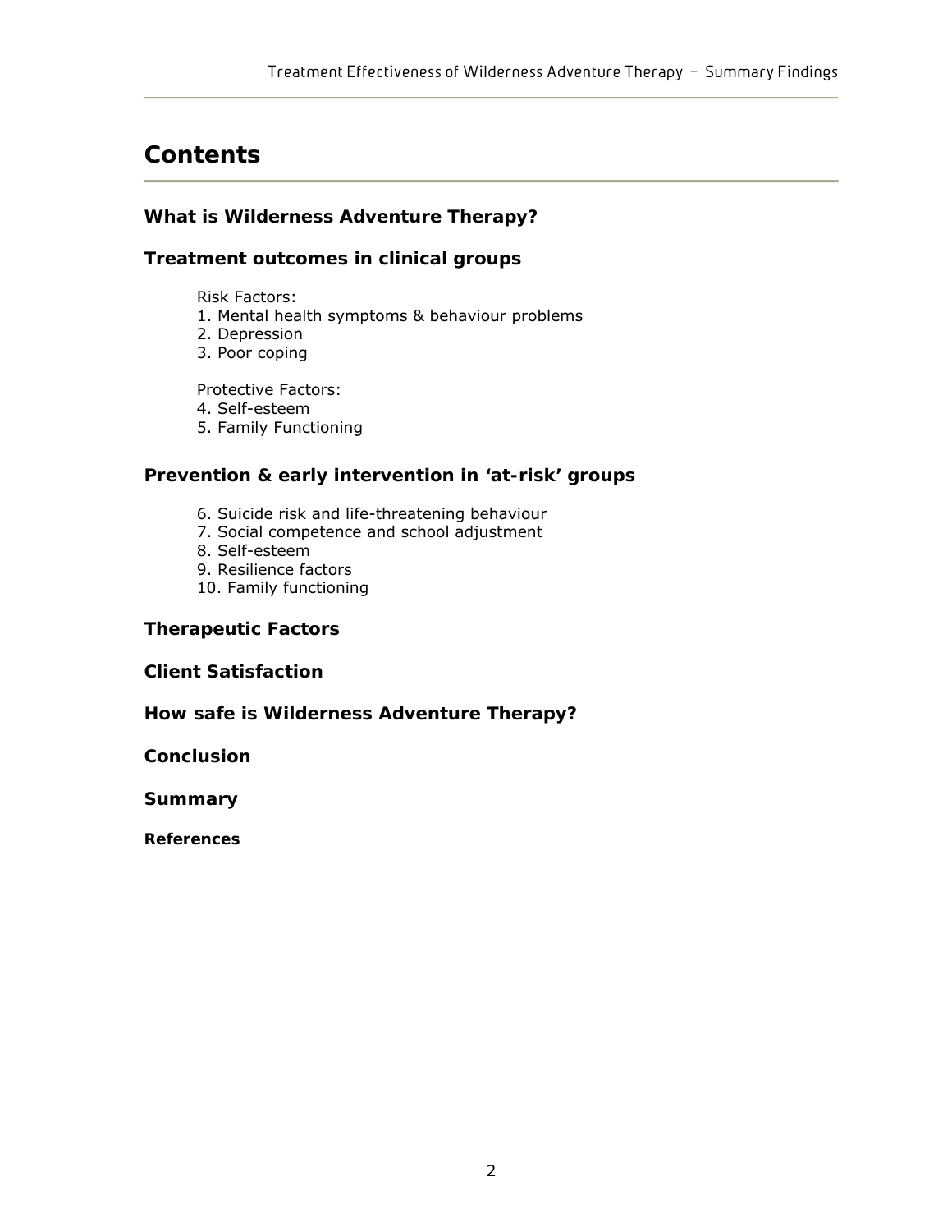# Contents

### What is Wilderness Adventure Therapy?

### Treatment outcomes in clinical groups

Risk Factors:
1. Mental health symptoms & behaviour problems
2. Depression
3. Poor coping

Protective Factors:

4. Self-esteem
5. Family Functioning

### Prevention & early intervention in 'at-risk' groups

6. Suicide risk and life-threatening behaviour
7. Social competence and school adjustment
8. Self-esteem
9. Resilience factors
10. Family functioning

### Therapeutic Factors

### Client Satisfaction

### How safe is Wilderness Adventure Therapy?

### Conclusion

### Summary

**References**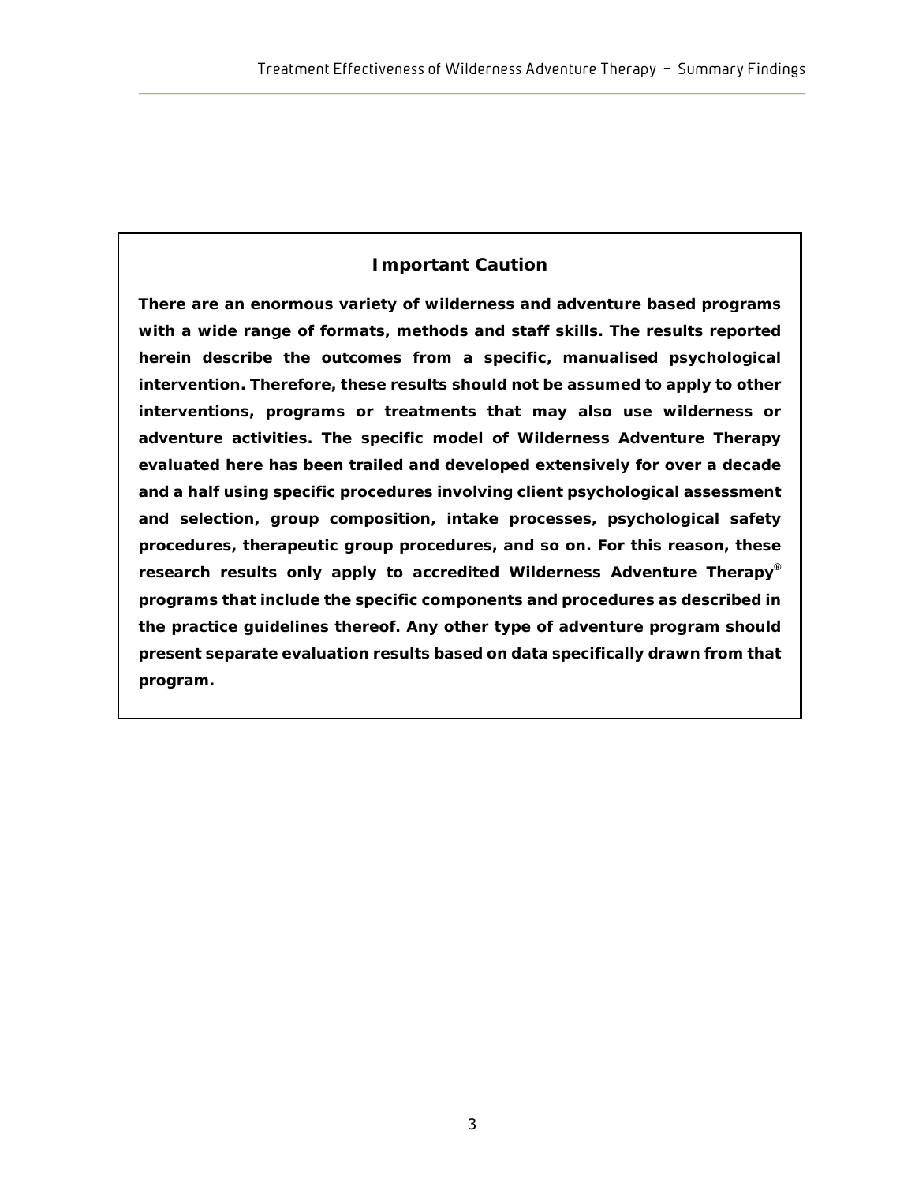## Important Caution

**There are an enormous variety of wilderness and adventure based programs with a wide range of formats, methods and staff skills. The results reported herein describe the outcomes from a specific, manualised psychological intervention. Therefore, these results should not be assumed to apply to other interventions, programs or treatments that may also use wilderness or adventure activities. The specific model of Wilderness Adventure Therapy evaluated here has been trailed and developed extensively for over a decade and a half using specific procedures involving client psychological assessment and selection, group composition, intake processes, psychological safety procedures, therapeutic group procedures, and so on. For this reason, these research results only apply to accredited Wilderness Adventure Therapy® programs that include the specific components and procedures as described in the practice guidelines thereof. Any other type of adventure program should present separate evaluation results based on data specifically drawn from that program.**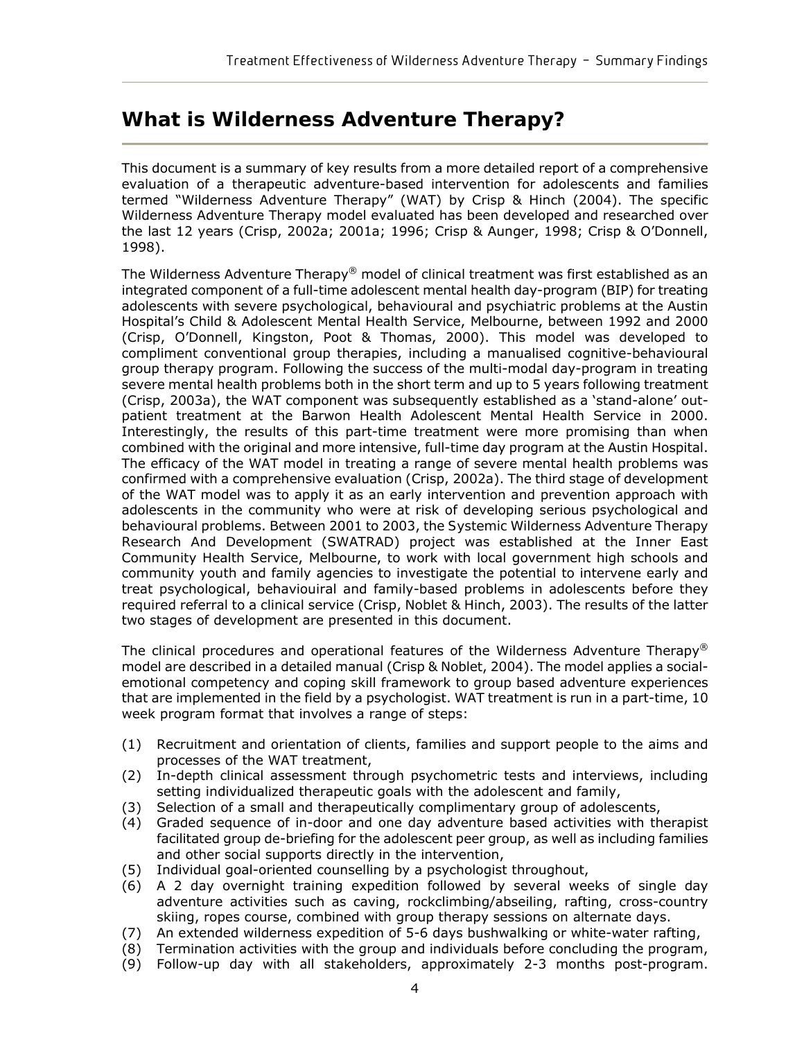## What is Wilderness Adventure Therapy?

This document is a summary of key results from a more detailed report of a comprehensive evaluation of a therapeutic adventure-based intervention for adolescents and families termed "Wilderness Adventure Therapy" (WAT) by Crisp & Hinch (2004). The specific Wilderness Adventure Therapy model evaluated has been developed and researched over the last 12 years (Crisp, 2002a; 2001a; 1996; Crisp & Aunger, 1998; Crisp & O'Donnell, 1998).

The Wilderness Adventure Therapy® model of clinical treatment was first established as an integrated component of a full-time adolescent mental health day-program (BIP) for treating adolescents with severe psychological, behavioural and psychiatric problems at the Austin Hospital's Child & Adolescent Mental Health Service, Melbourne, between 1992 and 2000 (Crisp, O'Donnell, Kingston, Poot & Thomas, 2000). This model was developed to compliment conventional group therapies, including a manualised cognitive-behavioural group therapy program. Following the success of the multi-modal day-program in treating severe mental health problems both in the short term and up to 5 years following treatment (Crisp, 2003a), the WAT component was subsequently established as a 'stand-alone' out-patient treatment at the Barwon Health Adolescent Mental Health Service in 2000. Interestingly, the results of this part-time treatment were more promising than when combined with the original and more intensive, full-time day program at the Austin Hospital. The efficacy of the WAT model in treating a range of severe mental health problems was confirmed with a comprehensive evaluation (Crisp, 2002a). The third stage of development of the WAT model was to apply it as an early intervention and prevention approach with adolescents in the community who were at risk of developing serious psychological and behavioural problems. Between 2001 to 2003, the Systemic Wilderness Adventure Therapy Research And Development (SWATRAD) project was established at the Inner East Community Health Service, Melbourne, to work with local government high schools and community youth and family agencies to investigate the potential to intervene early and treat psychological, behaviouiral and family-based problems in adolescents before they required referral to a clinical service (Crisp, Noblet & Hinch, 2003). The results of the latter two stages of development are presented in this document.

The clinical procedures and operational features of the Wilderness Adventure Therapy® model are described in a detailed manual (Crisp & Noblet, 2004). The model applies a social-emotional competency and coping skill framework to group based adventure experiences that are implemented in the field by a psychologist. WAT treatment is run in a part-time, 10 week program format that involves a range of steps:

(1) Recruitment and orientation of clients, families and support people to the aims and processes of the WAT treatment,
(2) In-depth clinical assessment through psychometric tests and interviews, including setting individualized therapeutic goals with the adolescent and family,
(3) Selection of a small and therapeutically complimentary group of adolescents,
(4) Graded sequence of in-door and one day adventure based activities with therapist facilitated group de-briefing for the adolescent peer group, as well as including families and other social supports directly in the intervention,
(5) Individual goal-oriented counselling by a psychologist throughout,
(6) A 2 day overnight training expedition followed by several weeks of single day adventure activities such as caving, rockclimbing/abseiling, rafting, cross-country skiing, ropes course, combined with group therapy sessions on alternate days.
(7) An extended wilderness expedition of 5-6 days bushwalking or white-water rafting,
(8) Termination activities with the group and individuals before concluding the program,
(9) Follow-up day with all stakeholders, approximately 2-3 months post-program.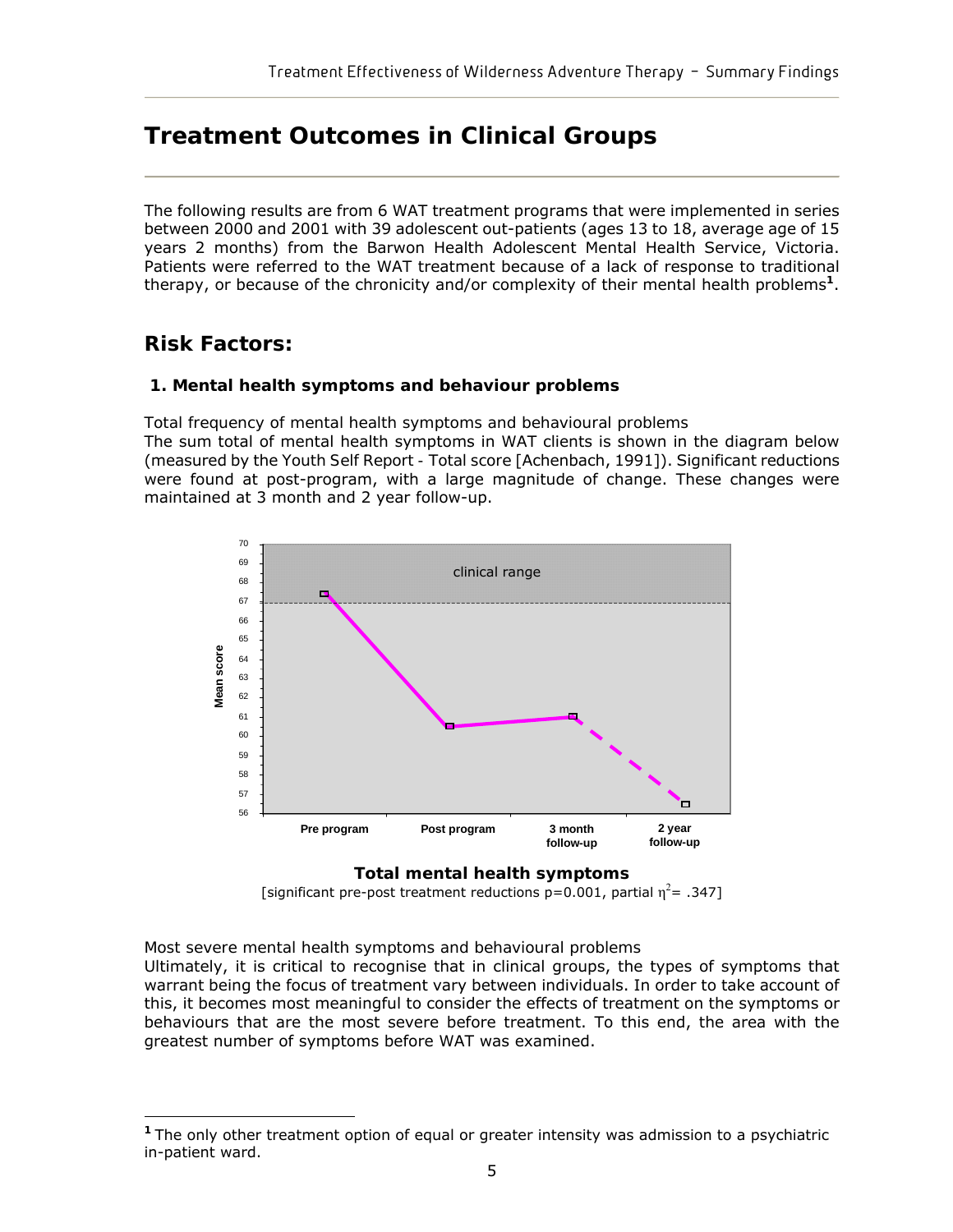# Treatment Outcomes in Clinical Groups

The following results are from 6 WAT treatment programs that were implemented in series between 2000 and 2001 with 39 adolescent out-patients (ages 13 to 18, average age of 15 years 2 months) from the Barwon Health Adolescent Mental Health Service, Victoria. Patients were referred to the WAT treatment because of a lack of response to traditional therapy, or because of the chronicity and/or complexity of their mental health problems[1].

## Risk Factors:

### 1. Mental health symptoms and behaviour problems

Total frequency of mental health symptoms and behavioural problems
The sum total of mental health symptoms in WAT clients is shown in the diagram below (measured by the Youth Self Report - Total score [Achenbach, 1991]). Significant reductions were found at post-program, with a large magnitude of change. These changes were maintained at 3 month and 2 year follow-up.

**Total mental health symptoms**

[significant pre-post treatment reductions p=0.001, partial $\eta^2$= .347]

Most severe mental health symptoms and behavioural problems
Ultimately, it is critical to recognise that in clinical groups, the types of symptoms that warrant being the focus of treatment vary between individuals. In order to take account of this, it becomes most meaningful to consider the effects of treatment on the symptoms or behaviours that are the most severe before treatment. To this end, the area with the greatest number of symptoms before WAT was examined.

[1] The only other treatment option of equal or greater intensity was admission to a psychiatric in-patient ward.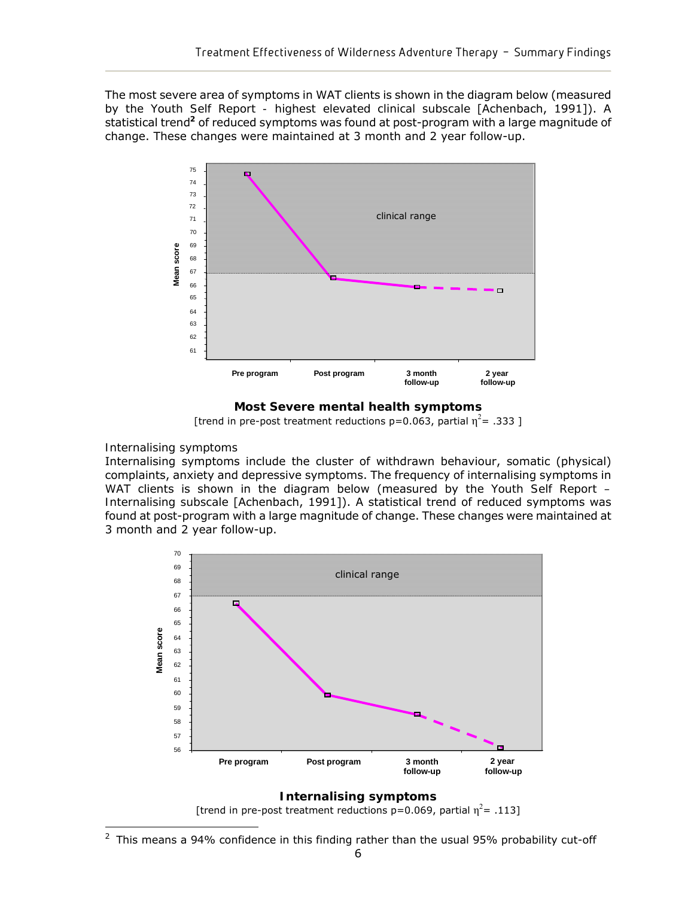The most severe area of symptoms in WAT clients is shown in the diagram below (measured by the Youth Self Report - highest elevated clinical subscale [Achenbach, 1991]). A statistical trend[2] of reduced symptoms was found at post-program with a large magnitude of change. These changes were maintained at 3 month and 2 year follow-up.

**Most Severe mental health symptoms**

[trend in pre-post treatment reductions p=0.063, partial $\eta^2$= .333 ]

Internalising symptoms

Internalising symptoms include the cluster of withdrawn behaviour, somatic (physical) complaints, anxiety and depressive symptoms. The frequency of internalising symptoms in WAT clients is shown in the diagram below (measured by the Youth Self Report – Internalising subscale [Achenbach, 1991]). A statistical trend of reduced symptoms was found at post-program with a large magnitude of change. These changes were maintained at 3 month and 2 year follow-up.

**Internalising symptoms**

[trend in pre-post treatment reductions p=0.069, partial $\eta^2$= .113]

---

[2] This means a 94% confidence in this finding rather than the usual 95% probability cut-off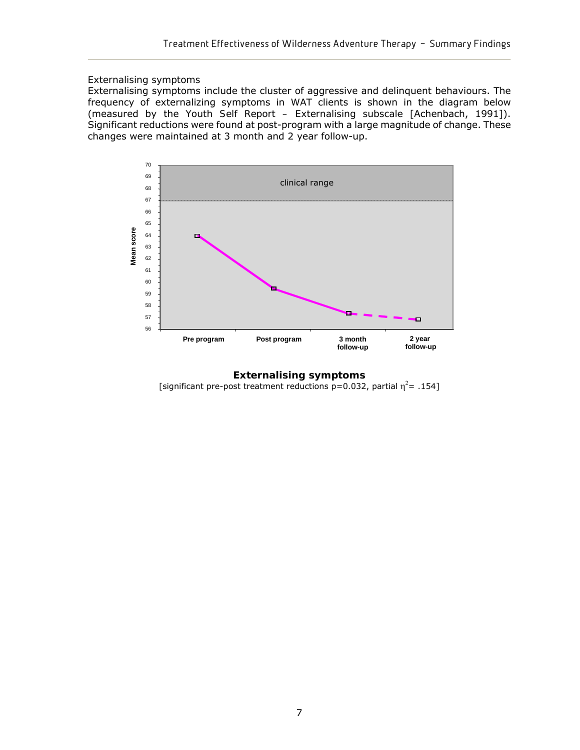### Externalising symptoms

Externalising symptoms include the cluster of aggressive and delinquent behaviours. The frequency of externalizing symptoms in WAT clients is shown in the diagram below (measured by the Youth Self Report – Externalising subscale [Achenbach, 1991]). Significant reductions were found at post-program with a large magnitude of change. These changes were maintained at 3 month and 2 year follow-up.

**Externalising symptoms**

[significant pre-post treatment reductions p=0.032, partial $\eta^2$= .154]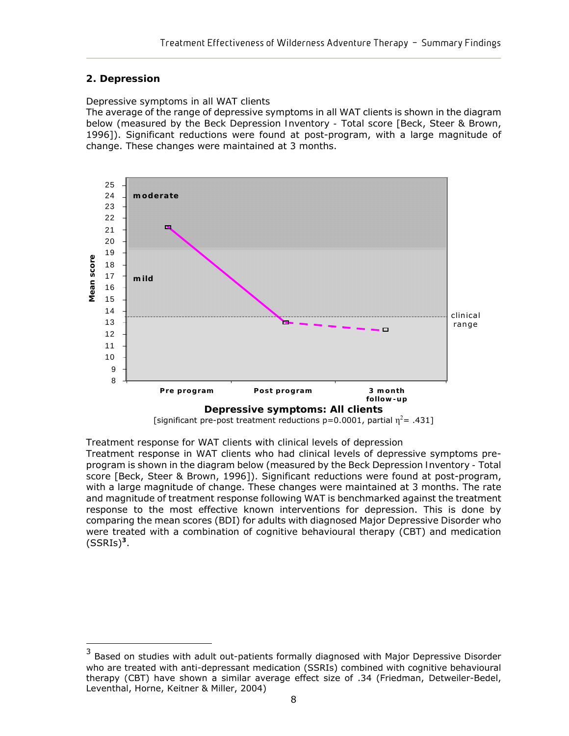## 2. Depression

Depressive symptoms in all WAT clients

The average of the range of depressive symptoms in all WAT clients is shown in the diagram below (measured by the Beck Depression Inventory - Total score [Beck, Steer & Brown, 1996]). Significant reductions were found at post-program, with a large magnitude of change. These changes were maintained at 3 months.

**Depressive symptoms: All clients**

[significant pre-post treatment reductions p=0.0001, partial $\eta^2$= .431]

Treatment response for WAT clients with clinical levels of depression

Treatment response in WAT clients who had clinical levels of depressive symptoms pre-program is shown in the diagram below (measured by the Beck Depression Inventory - Total score [Beck, Steer & Brown, 1996]). Significant reductions were found at post-program, with a large magnitude of change. These changes were maintained at 3 months. The rate and magnitude of treatment response following WAT is benchmarked against the treatment response to the most effective known interventions for depression. This is done by comparing the mean scores (BDI) for adults with diagnosed Major Depressive Disorder who were treated with a combination of cognitive behavioural therapy (CBT) and medication (SSRIs)[3].

---

[3] Based on studies with adult out-patients formally diagnosed with Major Depressive Disorder who are treated with anti-depressant medication (SSRIs) combined with cognitive behavioural therapy (CBT) have shown a similar average effect size of .34 (Friedman, Detweiler-Bedel, Leventhal, Horne, Keitner & Miller, 2004)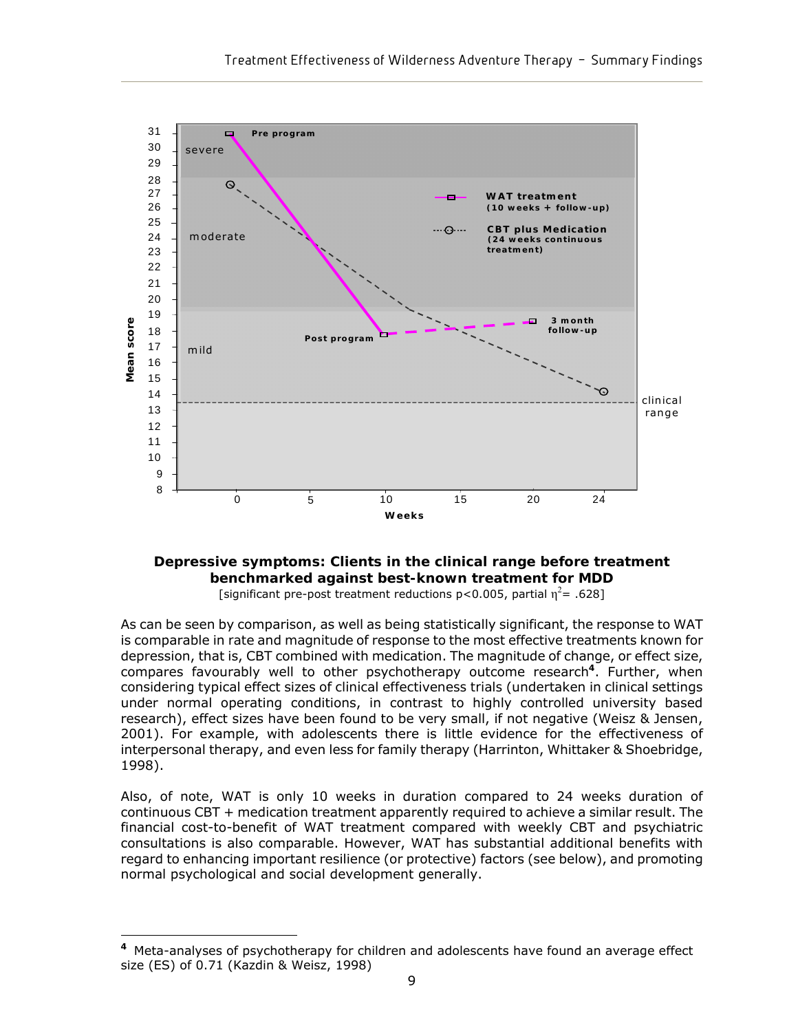**Depressive symptoms: Clients in the clinical range before treatment benchmarked against best-known treatment for MDD**

[significant pre-post treatment reductions $p<0.005$, partial $\eta^2 = .628$]

As can be seen by comparison, as well as being statistically significant, the response to WAT is comparable in rate and magnitude of response to the most effective treatments known for depression, that is, CBT combined with medication. The magnitude of change, or effect size, compares favourably well to other psychotherapy outcome research[4]. Further, when considering typical effect sizes of clinical effectiveness trials (undertaken in clinical settings under normal operating conditions, in contrast to highly controlled university based research), effect sizes have been found to be very small, if not negative (Weisz & Jensen, 2001). For example, with adolescents there is little evidence for the effectiveness of interpersonal therapy, and even less for family therapy (Harrinton, Whittaker & Shoebridge, 1998).

Also, of note, WAT is only 10 weeks in duration compared to 24 weeks duration of continuous CBT + medication treatment apparently required to achieve a similar result. The financial cost-to-benefit of WAT treatment compared with weekly CBT and psychiatric consultations is also comparable. However, WAT has substantial additional benefits with regard to enhancing important resilience (or protective) factors (see below), and promoting normal psychological and social development generally.

---

[4] Meta-analyses of psychotherapy for children and adolescents have found an average effect size (ES) of 0.71 (Kazdin & Weisz, 1998)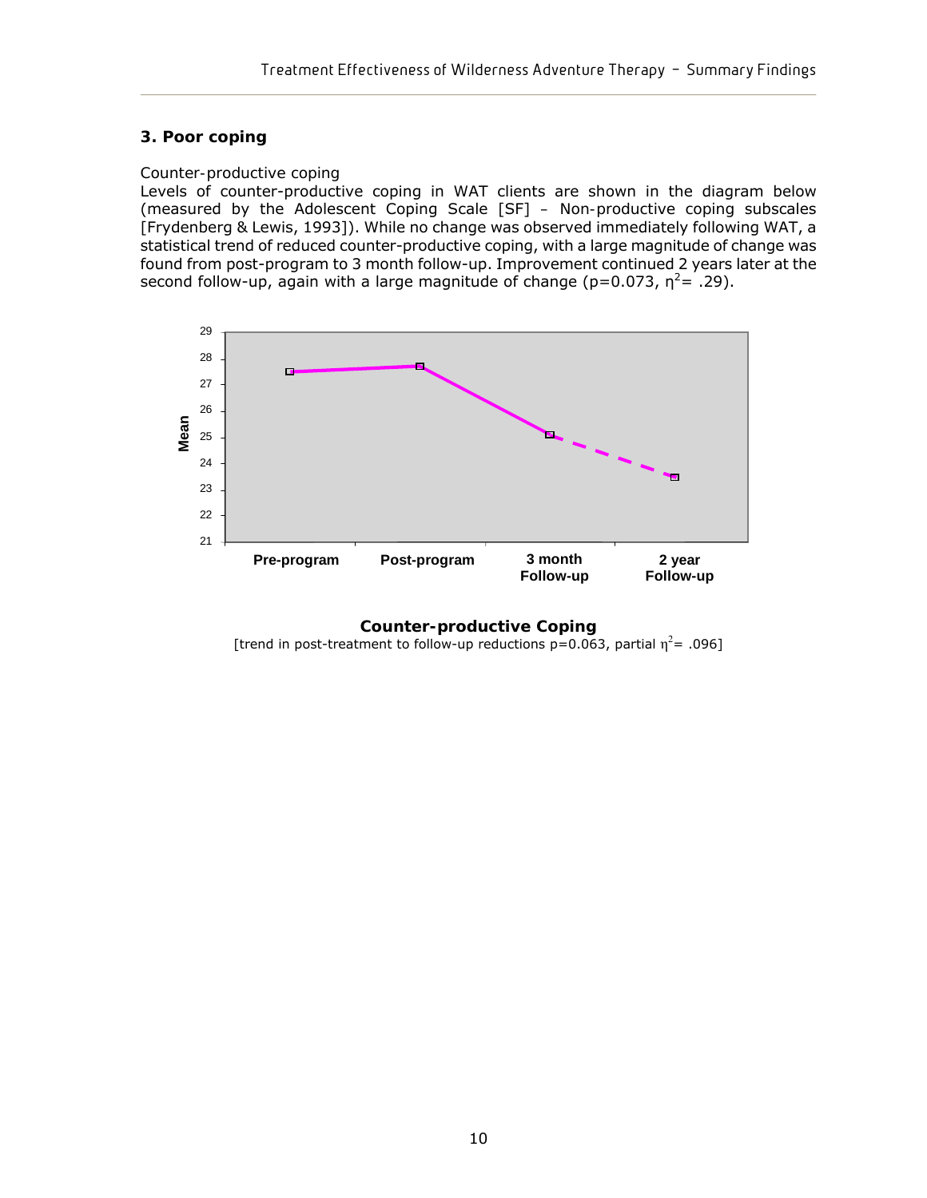### 3. Poor coping

Counter-productive coping

Levels of counter-productive coping in WAT clients are shown in the diagram below (measured by the Adolescent Coping Scale [SF] – Non-productive coping subscales [Frydenberg & Lewis, 1993]). While no change was observed immediately following WAT, a statistical trend of reduced counter-productive coping, with a large magnitude of change was found from post-program to 3 month follow-up. Improvement continued 2 years later at the second follow-up, again with a large magnitude of change ($p=0.073$, $\eta^2= .29$).

**Counter-productive Coping**

[trend in post-treatment to follow-up reductions $p=0.063$, partial $\eta^2= .096$]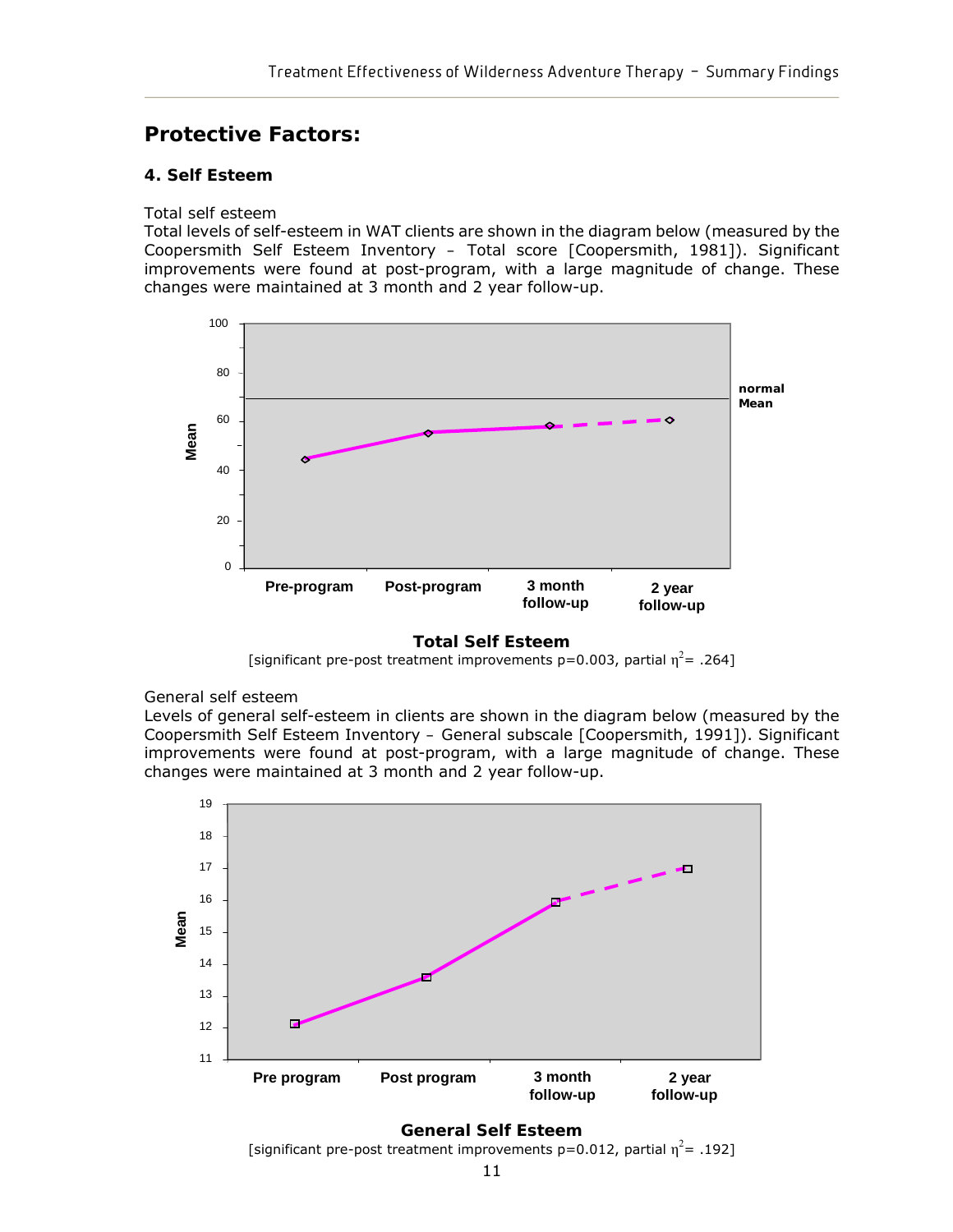## Protective Factors:

### 4. Self Esteem

Total self esteem

Total levels of self-esteem in WAT clients are shown in the diagram below (measured by the Coopersmith Self Esteem Inventory – Total score [Coopersmith, 1981]). Significant improvements were found at post-program, with a large magnitude of change. These changes were maintained at 3 month and 2 year follow-up.

**Total Self Esteem**

[significant pre-post treatment improvements p=0.003, partial $\eta^2 = .264$]

General self esteem

Levels of general self-esteem in clients are shown in the diagram below (measured by the Coopersmith Self Esteem Inventory – General subscale [Coopersmith, 1991]). Significant improvements were found at post-program, with a large magnitude of change. These changes were maintained at 3 month and 2 year follow-up.

**General Self Esteem**

[significant pre-post treatment improvements p=0.012, partial $\eta^2 = .192$]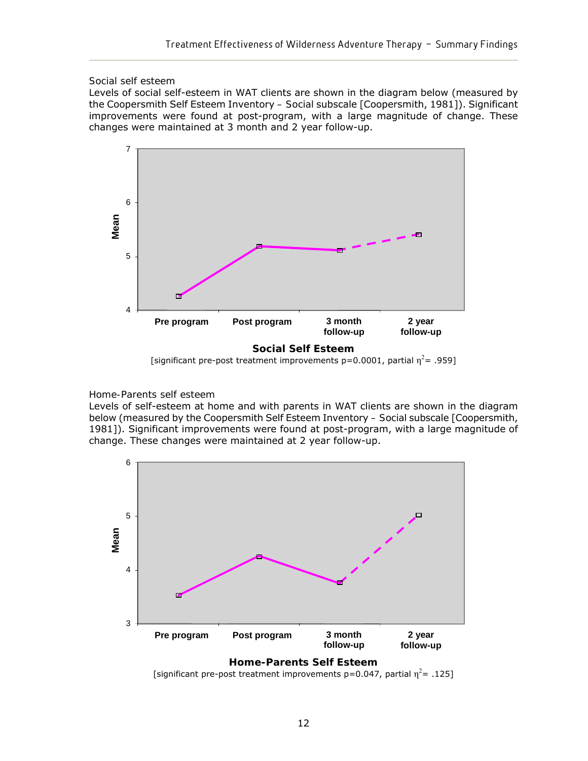Social self esteem

Levels of social self-esteem in WAT clients are shown in the diagram below (measured by the Coopersmith Self Esteem Inventory – Social subscale [Coopersmith, 1981]). Significant improvements were found at post-program, with a large magnitude of change. These changes were maintained at 3 month and 2 year follow-up.

**Social Self Esteem**

[significant pre-post treatment improvements p=0.0001, partial $\eta^2$= .959]

Home-Parents self esteem

Levels of self-esteem at home and with parents in WAT clients are shown in the diagram below (measured by the Coopersmith Self Esteem Inventory – Social subscale [Coopersmith, 1981]). Significant improvements were found at post-program, with a large magnitude of change. These changes were maintained at 2 year follow-up.

**Home-Parents Self Esteem**

[significant pre-post treatment improvements p=0.047, partial $\eta^2$= .125]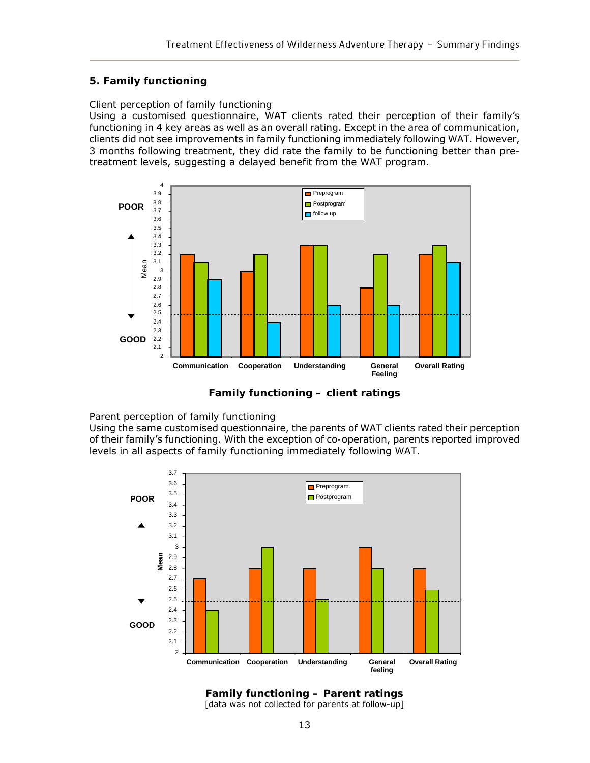## 5. Family functioning

Client perception of family functioning

Using a customised questionnaire, WAT clients rated their perception of their family's functioning in 4 key areas as well as an overall rating. Except in the area of communication, clients did not see improvements in family functioning immediately following WAT. However, 3 months following treatment, they did rate the family to be functioning better than pre-treatment levels, suggesting a delayed benefit from the WAT program.

**Family functioning – client ratings**

Parent perception of family functioning

Using the same customised questionnaire, the parents of WAT clients rated their perception of their family's functioning. With the exception of co-operation, parents reported improved levels in all aspects of family functioning immediately following WAT.

**Family functioning – Parent ratings**

[data was not collected for parents at follow-up]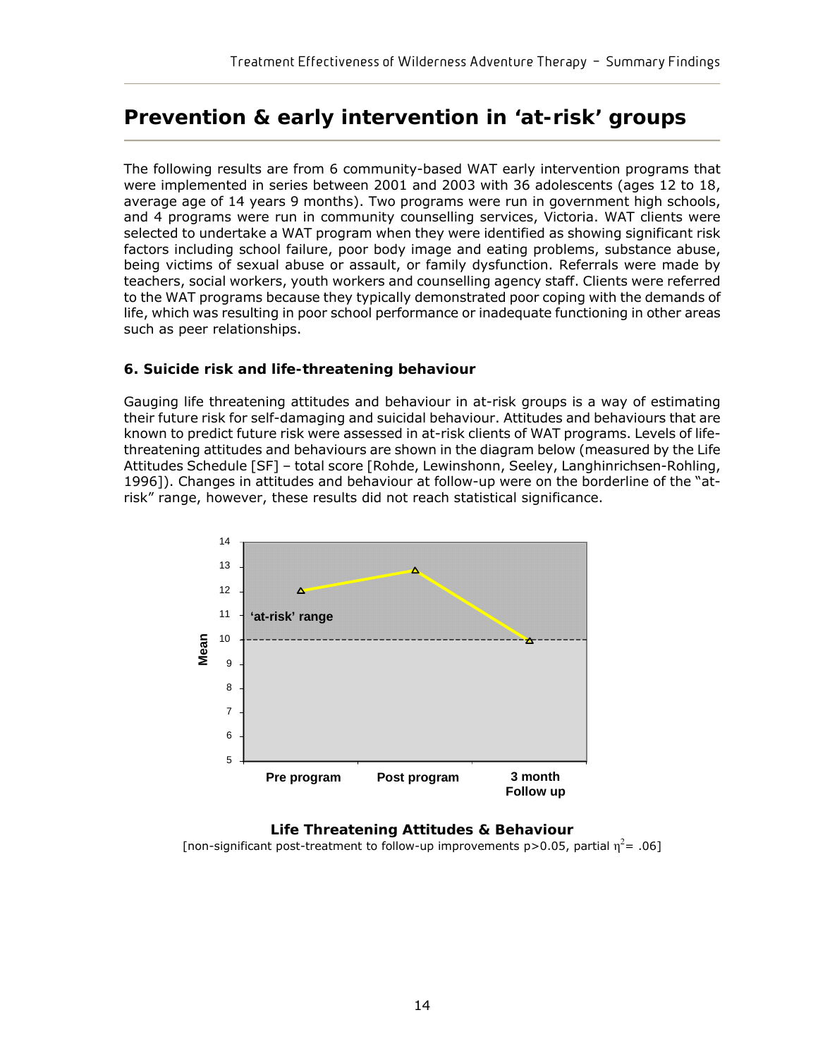## Prevention & early intervention in 'at-risk' groups

The following results are from 6 community-based WAT early intervention programs that were implemented in series between 2001 and 2003 with 36 adolescents (ages 12 to 18, average age of 14 years 9 months). Two programs were run in government high schools, and 4 programs were run in community counselling services, Victoria. WAT clients were selected to undertake a WAT program when they were identified as showing significant risk factors including school failure, poor body image and eating problems, substance abuse, being victims of sexual abuse or assault, or family dysfunction. Referrals were made by teachers, social workers, youth workers and counselling agency staff. Clients were referred to the WAT programs because they typically demonstrated poor coping with the demands of life, which was resulting in poor school performance or inadequate functioning in other areas such as peer relationships.

### 6. Suicide risk and life-threatening behaviour

Gauging life threatening attitudes and behaviour in at-risk groups is a way of estimating their future risk for self-damaging and suicidal behaviour. Attitudes and behaviours that are known to predict future risk were assessed in at-risk clients of WAT programs. Levels of life-threatening attitudes and behaviours are shown in the diagram below (measured by the Life Attitudes Schedule [SF] – total score [Rohde, Lewinshonn, Seeley, Langhinrichsen-Rohling, 1996]). Changes in attitudes and behaviour at follow-up were on the borderline of the "at-risk" range, however, these results did not reach statistical significance.

**Life Threatening Attitudes & Behaviour**

[non-significant post-treatment to follow-up improvements $p>0.05$, partial $\eta^2 = .06$]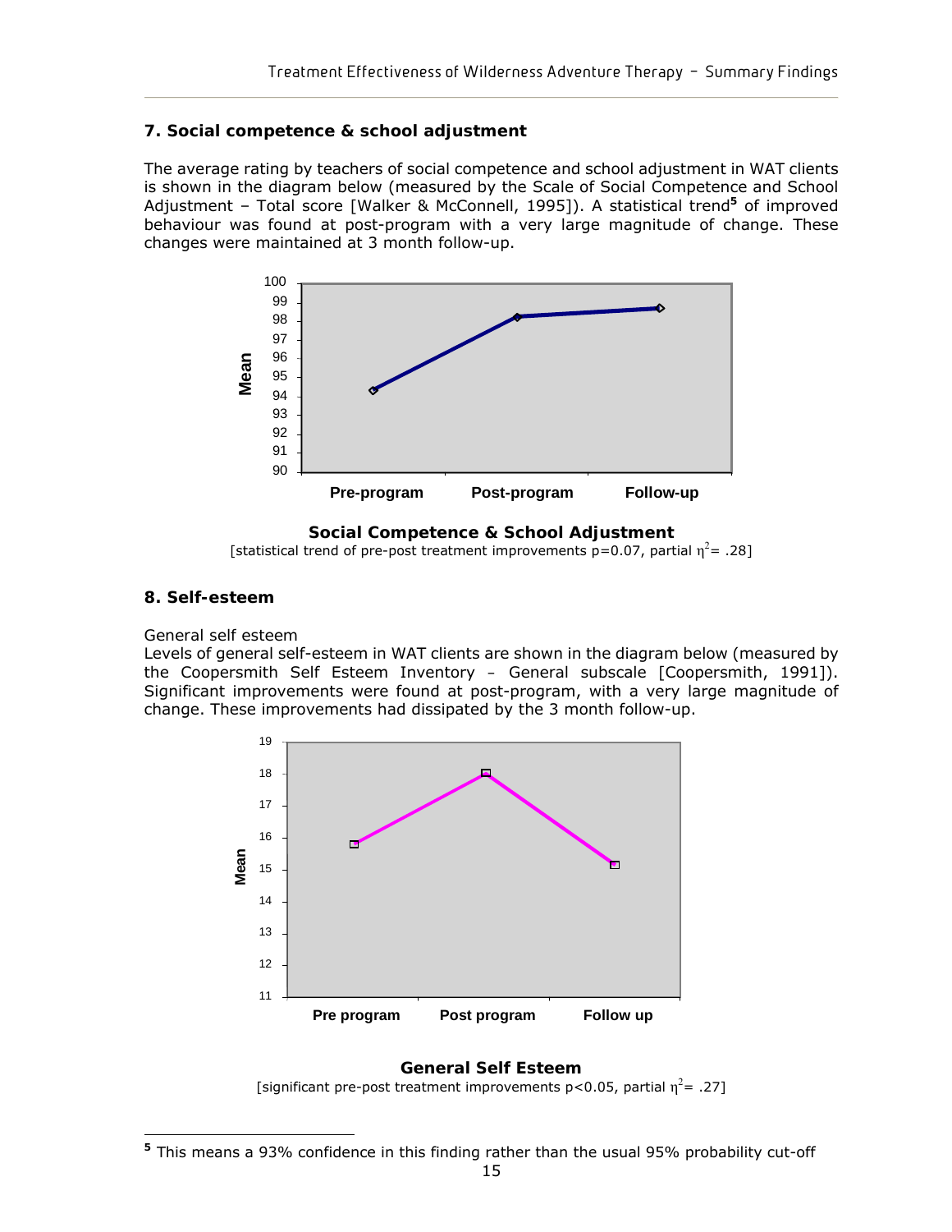### 7. Social competence & school adjustment

The average rating by teachers of social competence and school adjustment in WAT clients is shown in the diagram below (measured by the Scale of Social Competence and School Adjustment – Total score [Walker & McConnell, 1995]). A statistical trend[5] of improved behaviour was found at post-program with a very large magnitude of change. These changes were maintained at 3 month follow-up.

**Social Competence & School Adjustment**

[statistical trend of pre-post treatment improvements p=0.07, partial $\eta^2$= .28]

### 8. Self-esteem

General self esteem

Levels of general self-esteem in WAT clients are shown in the diagram below (measured by the Coopersmith Self Esteem Inventory – General subscale [Coopersmith, 1991]). Significant improvements were found at post-program, with a very large magnitude of change. These improvements had dissipated by the 3 month follow-up.

**General Self Esteem**

[significant pre-post treatment improvements p<0.05, partial $\eta^2$= .27]

---

[5] This means a 93% confidence in this finding rather than the usual 95% probability cut-off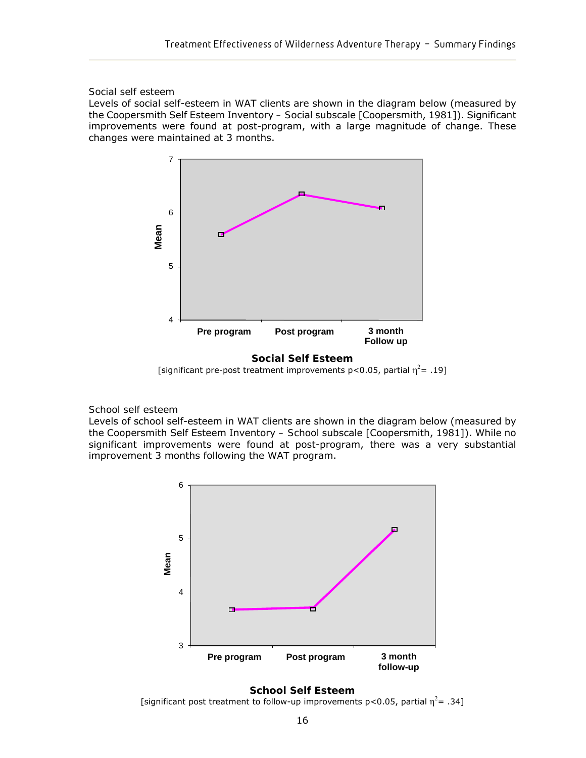Social self esteem

Levels of social self-esteem in WAT clients are shown in the diagram below (measured by the Coopersmith Self Esteem Inventory – Social subscale [Coopersmith, 1981]). Significant improvements were found at post-program, with a large magnitude of change. These changes were maintained at 3 months.

**Social Self Esteem**

[significant pre-post treatment improvements $p<0.05$, partial $\eta^2 = .19$]

School self esteem

Levels of school self-esteem in WAT clients are shown in the diagram below (measured by the Coopersmith Self Esteem Inventory – School subscale [Coopersmith, 1981]). While no significant improvements were found at post-program, there was a very substantial improvement 3 months following the WAT program.

**School Self Esteem**

[significant post treatment to follow-up improvements $p<0.05$, partial $\eta^2 = .34$]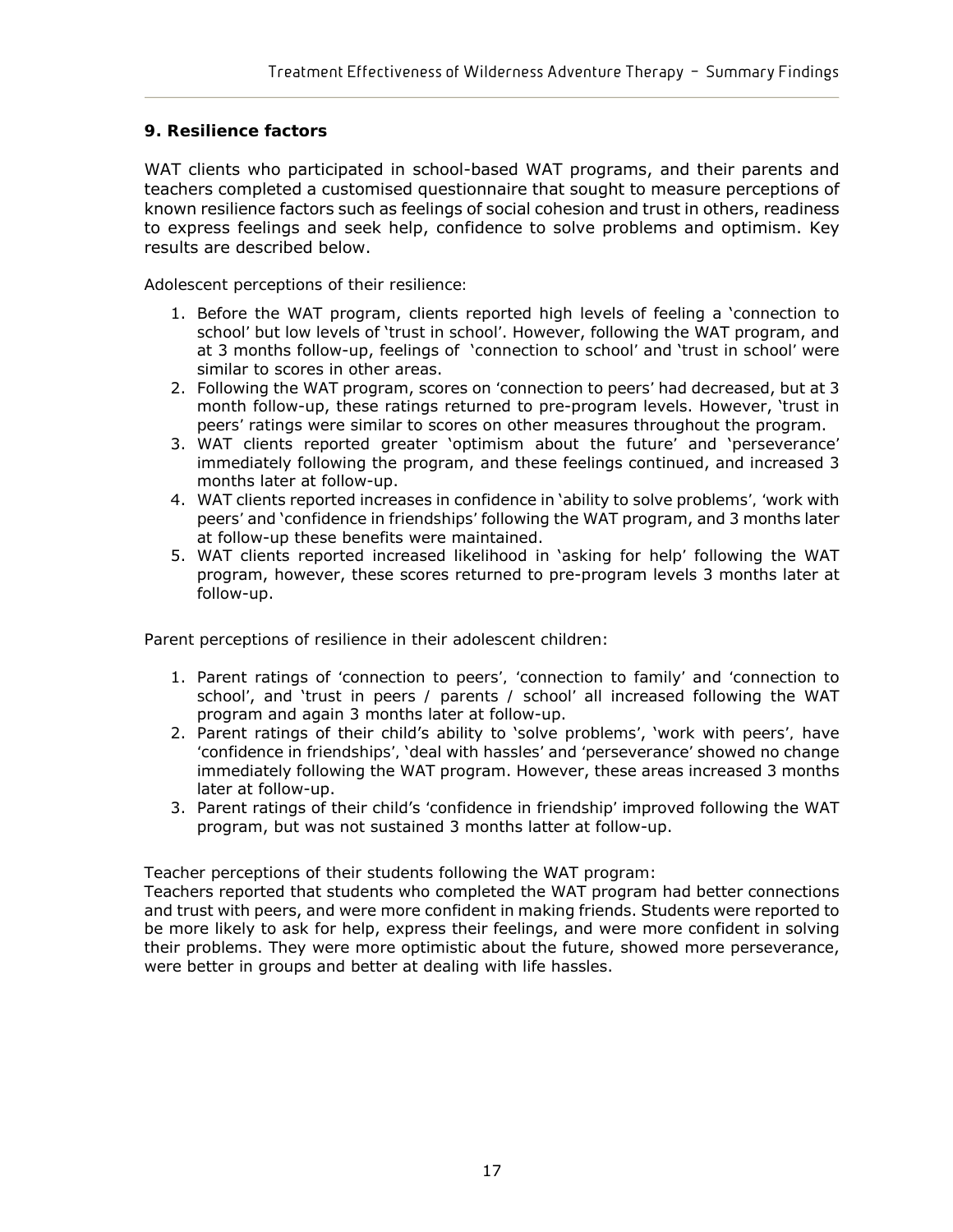## 9. Resilience factors

WAT clients who participated in school-based WAT programs, and their parents and teachers completed a customised questionnaire that sought to measure perceptions of known resilience factors such as feelings of social cohesion and trust in others, readiness to express feelings and seek help, confidence to solve problems and optimism. Key results are described below.

Adolescent perceptions of their resilience:

1. Before the WAT program, clients reported high levels of feeling a 'connection to school' but low levels of 'trust in school'. However, following the WAT program, and at 3 months follow-up, feelings of 'connection to school' and 'trust in school' were similar to scores in other areas.
2. Following the WAT program, scores on 'connection to peers' had decreased, but at 3 month follow-up, these ratings returned to pre-program levels. However, 'trust in peers' ratings were similar to scores on other measures throughout the program.
3. WAT clients reported greater 'optimism about the future' and 'perseverance' immediately following the program, and these feelings continued, and increased 3 months later at follow-up.
4. WAT clients reported increases in confidence in 'ability to solve problems', 'work with peers' and 'confidence in friendships' following the WAT program, and 3 months later at follow-up these benefits were maintained.
5. WAT clients reported increased likelihood in 'asking for help' following the WAT program, however, these scores returned to pre-program levels 3 months later at follow-up.

Parent perceptions of resilience in their adolescent children:

1. Parent ratings of 'connection to peers', 'connection to family' and 'connection to school', and 'trust in peers / parents / school' all increased following the WAT program and again 3 months later at follow-up.
2. Parent ratings of their child's ability to 'solve problems', 'work with peers', have 'confidence in friendships', 'deal with hassles' and 'perseverance' showed no change immediately following the WAT program. However, these areas increased 3 months later at follow-up.
3. Parent ratings of their child's 'confidence in friendship' improved following the WAT program, but was not sustained 3 months latter at follow-up.

Teacher perceptions of their students following the WAT program:
Teachers reported that students who completed the WAT program had better connections and trust with peers, and were more confident in making friends. Students were reported to be more likely to ask for help, express their feelings, and were more confident in solving their problems. They were more optimistic about the future, showed more perseverance, were better in groups and better at dealing with life hassles.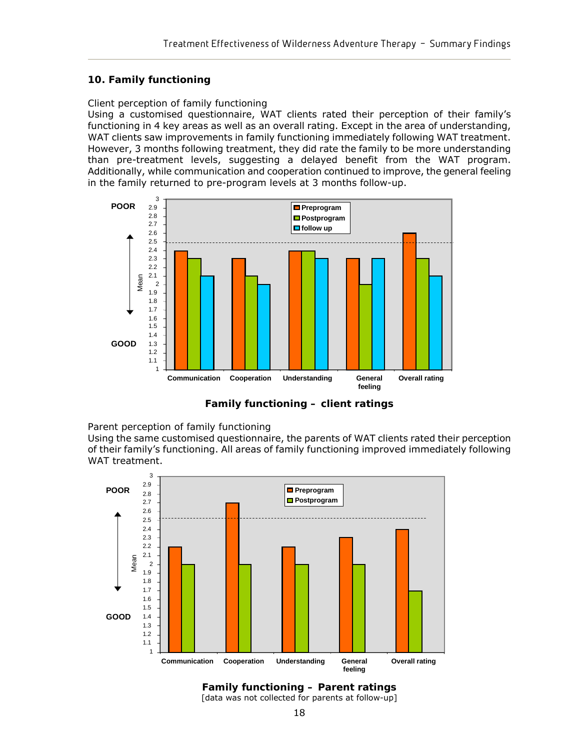## 10. Family functioning

Client perception of family functioning

Using a customised questionnaire, WAT clients rated their perception of their family's functioning in 4 key areas as well as an overall rating. Except in the area of understanding, WAT clients saw improvements in family functioning immediately following WAT treatment. However, 3 months following treatment, they did rate the family to be more understanding than pre-treatment levels, suggesting a delayed benefit from the WAT program. Additionally, while communication and cooperation continued to improve, the general feeling in the family returned to pre-program levels at 3 months follow-up.

**Family functioning – client ratings**

Parent perception of family functioning

Using the same customised questionnaire, the parents of WAT clients rated their perception of their family's functioning. All areas of family functioning improved immediately following WAT treatment.

**Family functioning – Parent ratings**

[data was not collected for parents at follow-up]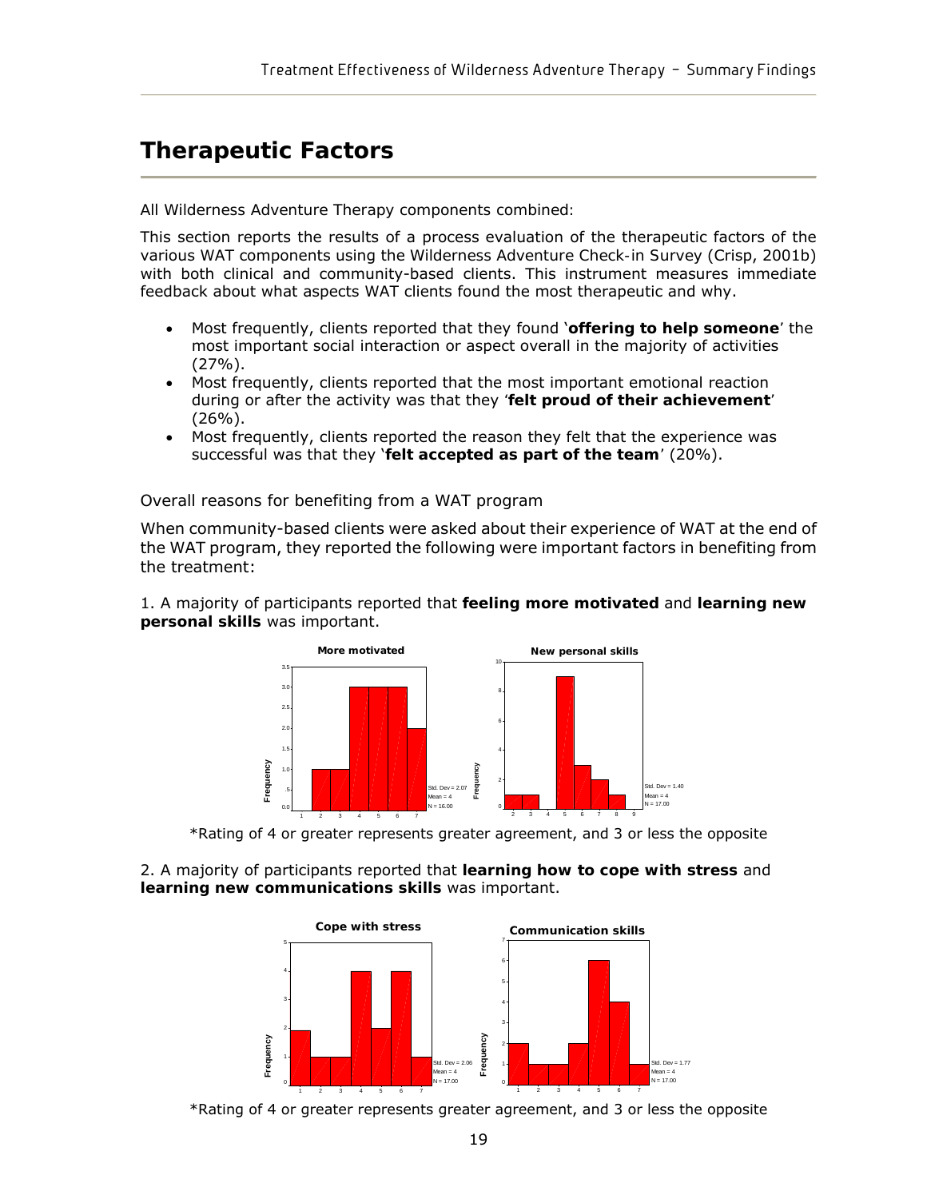# Therapeutic Factors

All Wilderness Adventure Therapy components combined:

This section reports the results of a process evaluation of the therapeutic factors of the various WAT components using the Wilderness Adventure Check-in Survey (Crisp, 2001b) with both clinical and community-based clients. This instrument measures immediate feedback about what aspects WAT clients found the most therapeutic and why.

- Most frequently, clients reported that they found '**offering to help someone**' the most important social interaction or aspect overall in the majority of activities (27%).
- Most frequently, clients reported that the most important emotional reaction during or after the activity was that they '**felt proud of their achievement**' (26%).
- Most frequently, clients reported the reason they felt that the experience was successful was that they '**felt accepted as part of the team**' (20%).

Overall reasons for benefiting from a WAT program

When community-based clients were asked about their experience of WAT at the end of the WAT program, they reported the following were important factors in benefiting from the treatment:

1. A majority of participants reported that **feeling more motivated** and **learning new personal skills** was important.

*Rating of 4 or greater represents greater agreement, and 3 or less the opposite

2. A majority of participants reported that **learning how to cope with stress** and **learning new communications skills** was important.

*Rating of 4 or greater represents greater agreement, and 3 or less the opposite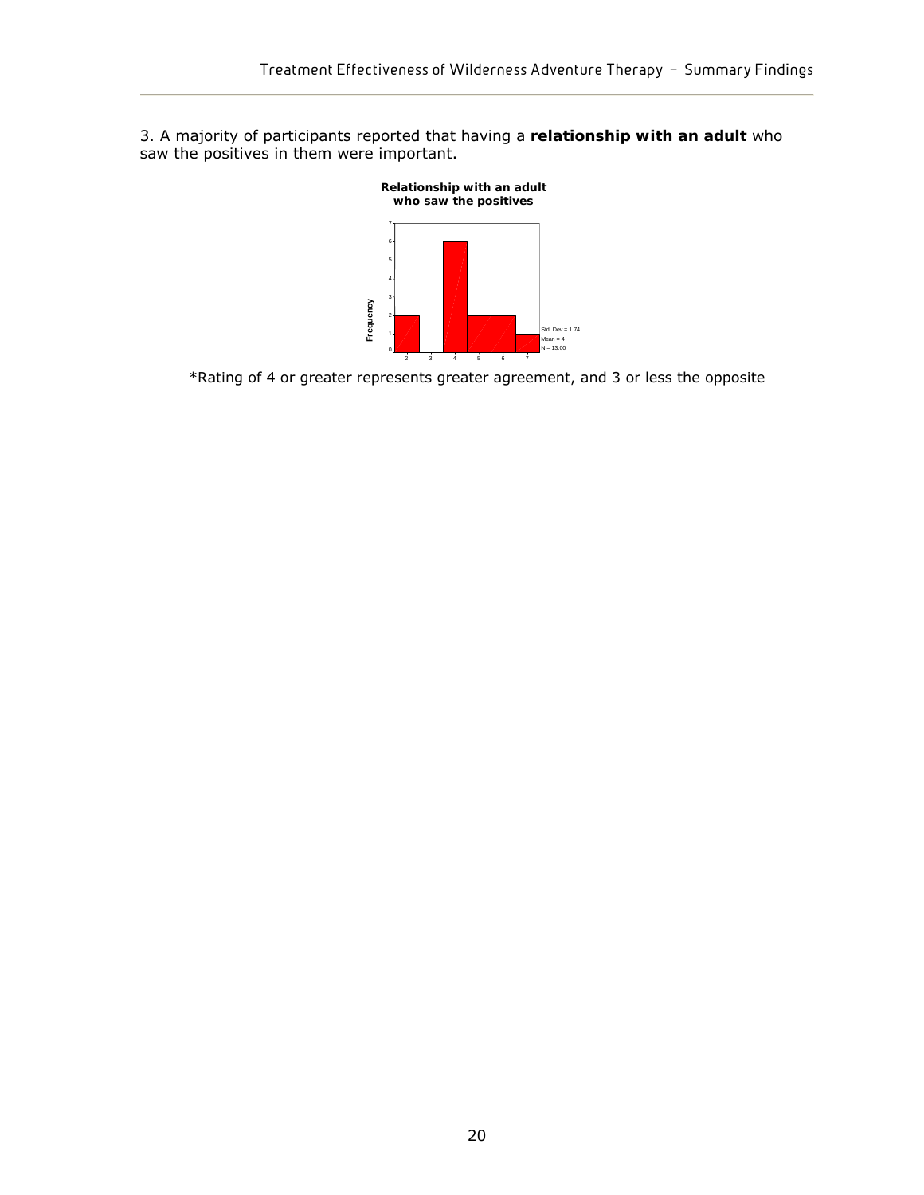3. A majority of participants reported that having a **relationship with an adult** who saw the positives in them were important.

**Relationship with an adult who saw the positives**

| Rating | 2 | 3 | 4 | 5 | 6 | 7 |
|---|---|---|---|---|---|---|
| Frequency | 2 | 0 | 6 | 2 | 2 | 1 |

Std. Dev = 1.74
Mean = 4
N = 13.00

*Rating of 4 or greater represents greater agreement, and 3 or less the opposite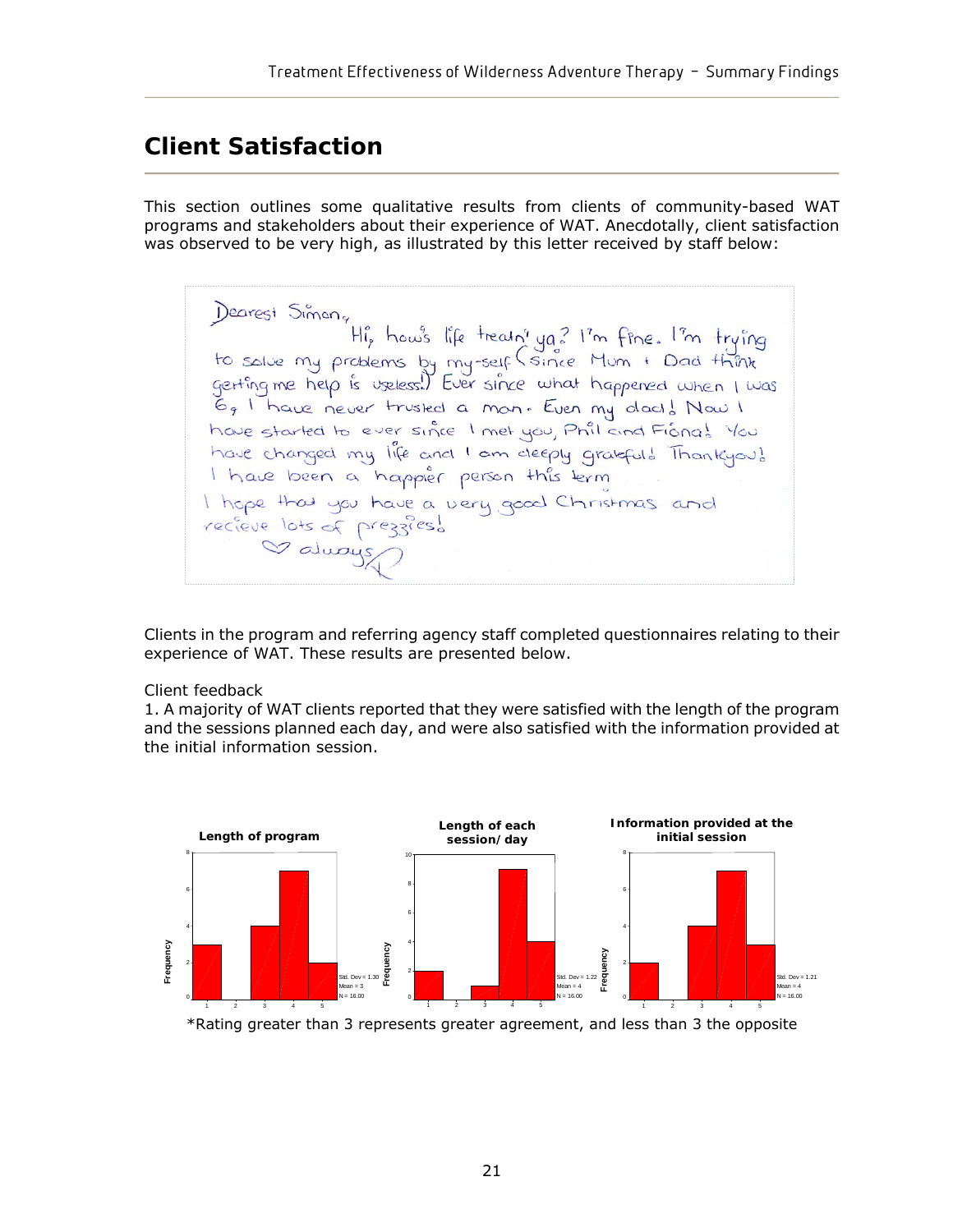## Client Satisfaction

This section outlines some qualitative results from clients of community-based WAT programs and stakeholders about their experience of WAT. Anecdotally, client satisfaction was observed to be very high, as illustrated by this letter received by staff below:

> Dearest Simon,
> Hi, how's life treatn' ya? I'm fine. I'm trying to solve my problems by my-self (since Mum + Dad think getting me help is useless!) Ever since what happened when I was 6, I have never trusted a man. Even my dad! Now I have started to ever since I met you, Phil and Fiona! You have changed my life and I am deeply grateful! Thankyou! I have been a happier person this term
> I hope that you have a very good Christmas and recieve lots of prezzies!
> ♡ always, R

Clients in the program and referring agency staff completed questionnaires relating to their experience of WAT. These results are presented below.

Client feedback

1. A majority of WAT clients reported that they were satisfied with the length of the program and the sessions planned each day, and were also satisfied with the information provided at the initial information session.

**Length of program** (Std. Dev = 1.30, Mean = 3, N = 16.00)

| Rating | 1 | 2 | 3 | 4 | 5 |
|---|---|---|---|---|---|
| Frequency | 3 | 0 | 4 | 7 | 2 |

**Length of each session/day** (Std. Dev = 1.22, Mean = 4, N = 16.00)

| Rating | 1 | 2 | 3 | 4 | 5 |
|---|---|---|---|---|---|
| Frequency | 2 | 0 | 1 | 9 | 4 |

**Information provided at the initial session** (Std. Dev = 1.21, Mean = 4, N = 16.00)

| Rating | 1 | 2 | 3 | 4 | 5 |
|---|---|---|---|---|---|
| Frequency | 2 | 0 | 4 | 7 | 3 |

*Rating greater than 3 represents greater agreement, and less than 3 the opposite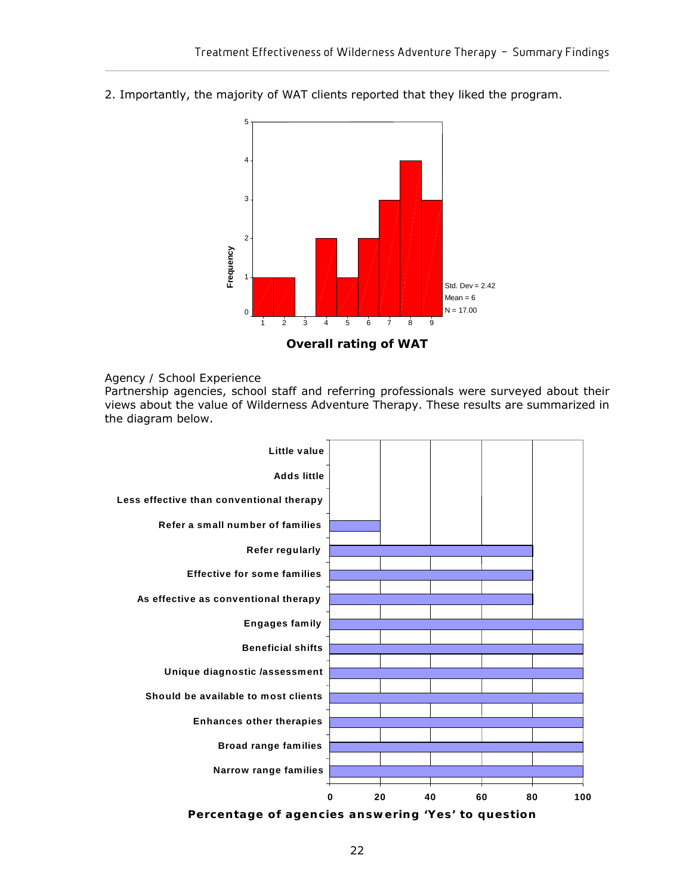2. Importantly, the majority of WAT clients reported that they liked the program.

**Overall rating of WAT**

Agency / School Experience

Partnership agencies, school staff and referring professionals were surveyed about their views about the value of Wilderness Adventure Therapy. These results are summarized in the diagram below.

**Percentage of agencies answering 'Yes' to question**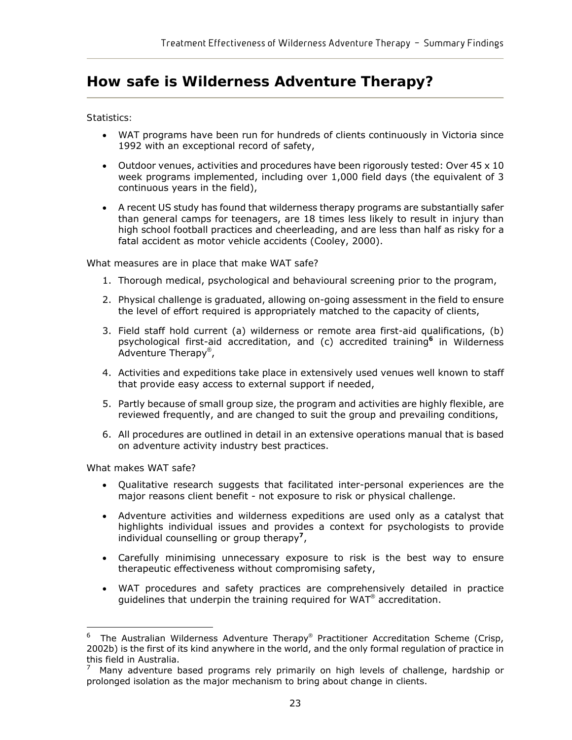# How safe is Wilderness Adventure Therapy?

Statistics:

- WAT programs have been run for hundreds of clients continuously in Victoria since 1992 with an exceptional record of safety,
- Outdoor venues, activities and procedures have been rigorously tested: Over 45 x 10 week programs implemented, including over 1,000 field days (the equivalent of 3 continuous years in the field),
- A recent US study has found that wilderness therapy programs are substantially safer than general camps for teenagers, are 18 times less likely to result in injury than high school football practices and cheerleading, and are less than half as risky for a fatal accident as motor vehicle accidents (Cooley, 2000).

What measures are in place that make WAT safe?

1. Thorough medical, psychological and behavioural screening prior to the program,
2. Physical challenge is graduated, allowing on-going assessment in the field to ensure the level of effort required is appropriately matched to the capacity of clients,
3. Field staff hold current (a) wilderness or remote area first-aid qualifications, (b) psychological first-aid accreditation, and (c) accredited training[6] in Wilderness Adventure Therapy®,
4. Activities and expeditions take place in extensively used venues well known to staff that provide easy access to external support if needed,
5. Partly because of small group size, the program and activities are highly flexible, are reviewed frequently, and are changed to suit the group and prevailing conditions,
6. All procedures are outlined in detail in an extensive operations manual that is based on adventure activity industry best practices.

What makes WAT safe?

- Qualitative research suggests that facilitated inter-personal experiences are the major reasons client benefit - not exposure to risk or physical challenge.
- Adventure activities and wilderness expeditions are used only as a catalyst that highlights individual issues and provides a context for psychologists to provide individual counselling or group therapy[7],
- Carefully minimising unnecessary exposure to risk is the best way to ensure therapeutic effectiveness without compromising safety,
- WAT procedures and safety practices are comprehensively detailed in practice guidelines that underpin the training required for WAT® accreditation.

---

[6] The Australian Wilderness Adventure Therapy® Practitioner Accreditation Scheme (Crisp, 2002b) is the first of its kind anywhere in the world, and the only formal regulation of practice in this field in Australia.

[7] Many adventure based programs rely primarily on high levels of challenge, hardship or prolonged isolation as the major mechanism to bring about change in clients.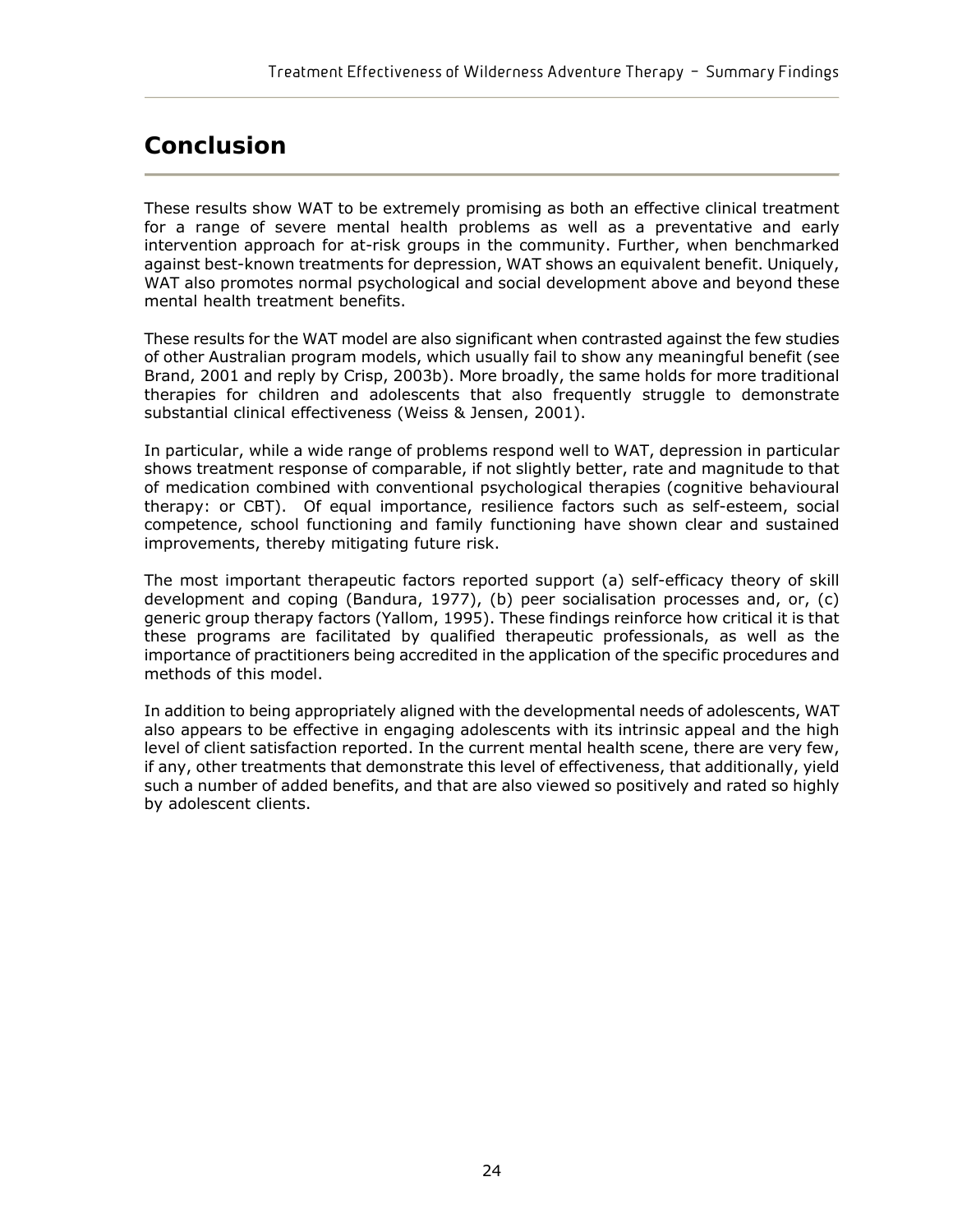# Conclusion

These results show WAT to be extremely promising as both an effective clinical treatment for a range of severe mental health problems as well as a preventative and early intervention approach for at-risk groups in the community. Further, when benchmarked against best-known treatments for depression, WAT shows an equivalent benefit. Uniquely, WAT also promotes normal psychological and social development above and beyond these mental health treatment benefits.

These results for the WAT model are also significant when contrasted against the few studies of other Australian program models, which usually fail to show any meaningful benefit (see Brand, 2001 and reply by Crisp, 2003b). More broadly, the same holds for more traditional therapies for children and adolescents that also frequently struggle to demonstrate substantial clinical effectiveness (Weiss & Jensen, 2001).

In particular, while a wide range of problems respond well to WAT, depression in particular shows treatment response of comparable, if not slightly better, rate and magnitude to that of medication combined with conventional psychological therapies (cognitive behavioural therapy: or CBT). Of equal importance, resilience factors such as self-esteem, social competence, school functioning and family functioning have shown clear and sustained improvements, thereby mitigating future risk.

The most important therapeutic factors reported support (a) self-efficacy theory of skill development and coping (Bandura, 1977), (b) peer socialisation processes and, or, (c) generic group therapy factors (Yallom, 1995). These findings reinforce how critical it is that these programs are facilitated by qualified therapeutic professionals, as well as the importance of practitioners being accredited in the application of the specific procedures and methods of this model.

In addition to being appropriately aligned with the developmental needs of adolescents, WAT also appears to be effective in engaging adolescents with its intrinsic appeal and the high level of client satisfaction reported. In the current mental health scene, there are very few, if any, other treatments that demonstrate this level of effectiveness, that additionally, yield such a number of added benefits, and that are also viewed so positively and rated so highly by adolescent clients.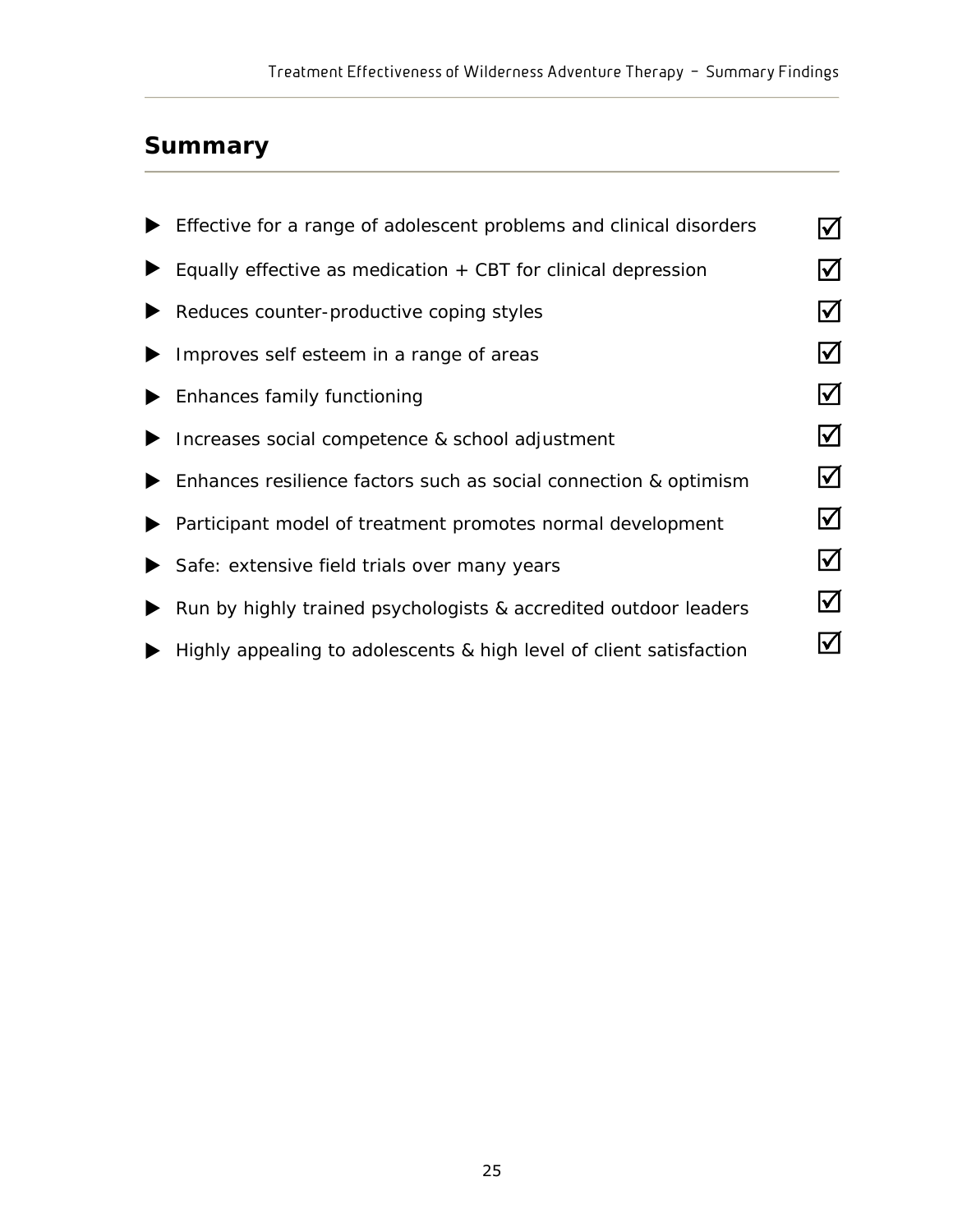## Summary

- Effective for a range of adolescent problems and clinical disorders ☑
- Equally effective as medication + CBT for clinical depression ☑
- Reduces counter-productive coping styles ☑
- Improves self esteem in a range of areas ☑
- Enhances family functioning ☑
- Increases social competence & school adjustment ☑
- Enhances resilience factors such as social connection & optimism ☑
- Participant model of treatment promotes normal development ☑
- Safe: extensive field trials over many years ☑
- Run by highly trained psychologists & accredited outdoor leaders ☑
- Highly appealing to adolescents & high level of client satisfaction ☑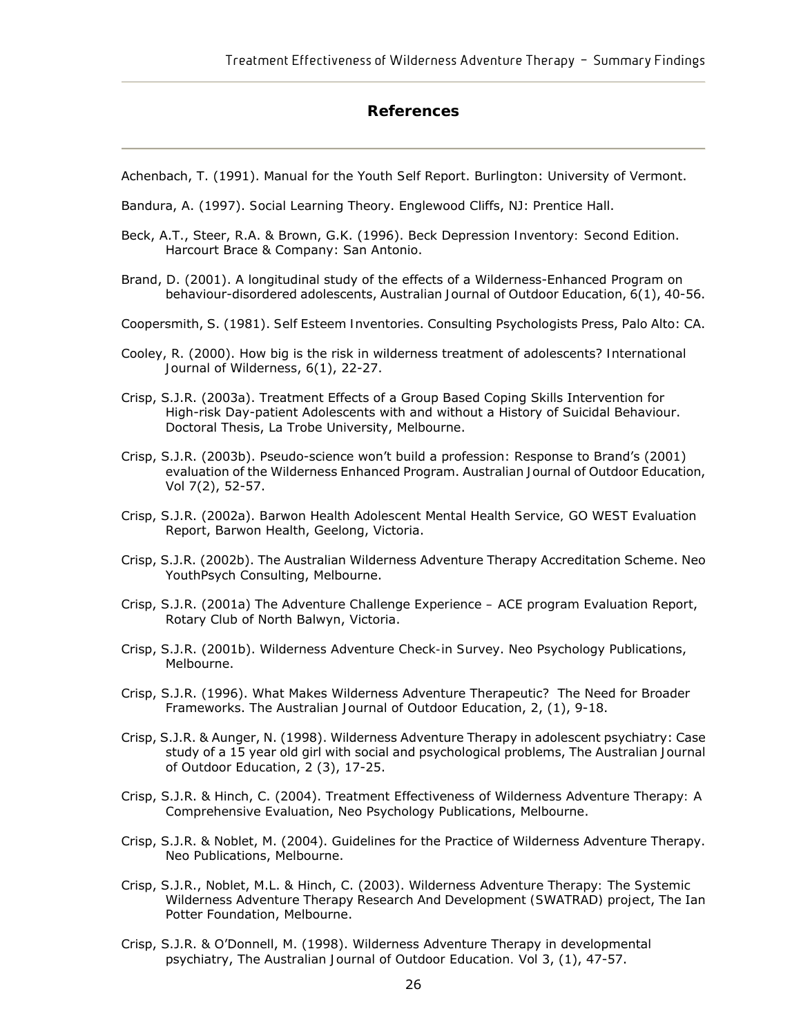## References

Achenbach, T. (1991). Manual for the Youth Self Report. Burlington: University of Vermont.

Bandura, A. (1997). Social Learning Theory. Englewood Cliffs, NJ: Prentice Hall.

Beck, A.T., Steer, R.A. & Brown, G.K. (1996). Beck Depression Inventory: Second Edition. Harcourt Brace & Company: San Antonio.

Brand, D. (2001). A longitudinal study of the effects of a Wilderness-Enhanced Program on behaviour-disordered adolescents, Australian Journal of Outdoor Education, 6(1), 40-56.

Coopersmith, S. (1981). Self Esteem Inventories. Consulting Psychologists Press, Palo Alto: CA.

Cooley, R. (2000). How big is the risk in wilderness treatment of adolescents? International Journal of Wilderness, 6(1), 22-27.

Crisp, S.J.R. (2003a). Treatment Effects of a Group Based Coping Skills Intervention for High-risk Day-patient Adolescents with and without a History of Suicidal Behaviour. Doctoral Thesis, La Trobe University, Melbourne.

Crisp, S.J.R. (2003b). Pseudo-science won't build a profession: Response to Brand's (2001) evaluation of the Wilderness Enhanced Program. Australian Journal of Outdoor Education, Vol 7(2), 52-57.

Crisp, S.J.R. (2002a). Barwon Health Adolescent Mental Health Service, GO WEST Evaluation Report, Barwon Health, Geelong, Victoria.

Crisp, S.J.R. (2002b). The Australian Wilderness Adventure Therapy Accreditation Scheme. Neo YouthPsych Consulting, Melbourne.

Crisp, S.J.R. (2001a) The Adventure Challenge Experience – ACE program Evaluation Report, Rotary Club of North Balwyn, Victoria.

Crisp, S.J.R. (2001b). Wilderness Adventure Check-in Survey. Neo Psychology Publications, Melbourne.

Crisp, S.J.R. (1996). What Makes Wilderness Adventure Therapeutic? The Need for Broader Frameworks. The Australian Journal of Outdoor Education, 2, (1), 9-18.

Crisp, S.J.R. & Aunger, N. (1998). Wilderness Adventure Therapy in adolescent psychiatry: Case study of a 15 year old girl with social and psychological problems, The Australian Journal of Outdoor Education, 2 (3), 17-25.

Crisp, S.J.R. & Hinch, C. (2004). Treatment Effectiveness of Wilderness Adventure Therapy: A Comprehensive Evaluation, Neo Psychology Publications, Melbourne.

Crisp, S.J.R. & Noblet, M. (2004). Guidelines for the Practice of Wilderness Adventure Therapy. Neo Publications, Melbourne.

Crisp, S.J.R., Noblet, M.L. & Hinch, C. (2003). Wilderness Adventure Therapy: The Systemic Wilderness Adventure Therapy Research And Development (SWATRAD) project, The Ian Potter Foundation, Melbourne.

Crisp, S.J.R. & O'Donnell, M. (1998). Wilderness Adventure Therapy in developmental psychiatry, The Australian Journal of Outdoor Education. Vol 3, (1), 47-57.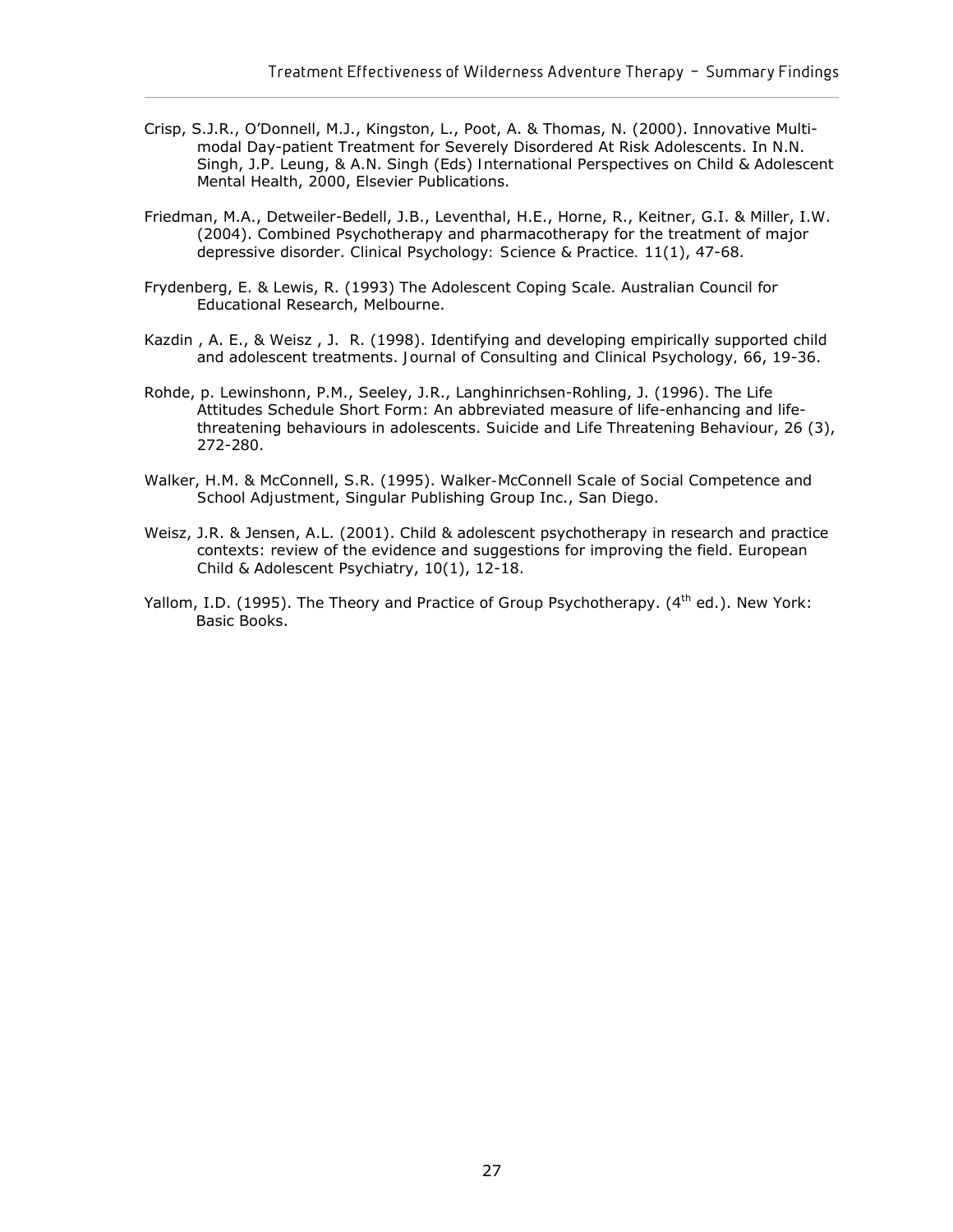Crisp, S.J.R., O'Donnell, M.J., Kingston, L., Poot, A. & Thomas, N. (2000). Innovative Multi-modal Day-patient Treatment for Severely Disordered At Risk Adolescents. In N.N. Singh, J.P. Leung, & A.N. Singh (Eds) International Perspectives on Child & Adolescent Mental Health, 2000, Elsevier Publications.

Friedman, M.A., Detweiler-Bedell, J.B., Leventhal, H.E., Horne, R., Keitner, G.I. & Miller, I.W. (2004). Combined Psychotherapy and pharmacotherapy for the treatment of major depressive disorder. Clinical Psychology: Science & Practice. 11(1), 47-68.

Frydenberg, E. & Lewis, R. (1993) The Adolescent Coping Scale. Australian Council for Educational Research, Melbourne.

Kazdin , A. E., & Weisz , J. R. (1998). Identifying and developing empirically supported child and adolescent treatments. Journal of Consulting and Clinical Psychology, 66, 19-36.

Rohde, p. Lewinshonn, P.M., Seeley, J.R., Langhinrichsen-Rohling, J. (1996). The Life Attitudes Schedule Short Form: An abbreviated measure of life-enhancing and life-threatening behaviours in adolescents. Suicide and Life Threatening Behaviour, 26 (3), 272-280.

Walker, H.M. & McConnell, S.R. (1995). Walker-McConnell Scale of Social Competence and School Adjustment, Singular Publishing Group Inc., San Diego.

Weisz, J.R. & Jensen, A.L. (2001). Child & adolescent psychotherapy in research and practice contexts: review of the evidence and suggestions for improving the field. European Child & Adolescent Psychiatry, 10(1), 12-18.

Yallom, I.D. (1995). The Theory and Practice of Group Psychotherapy. (4th ed.). New York: Basic Books.